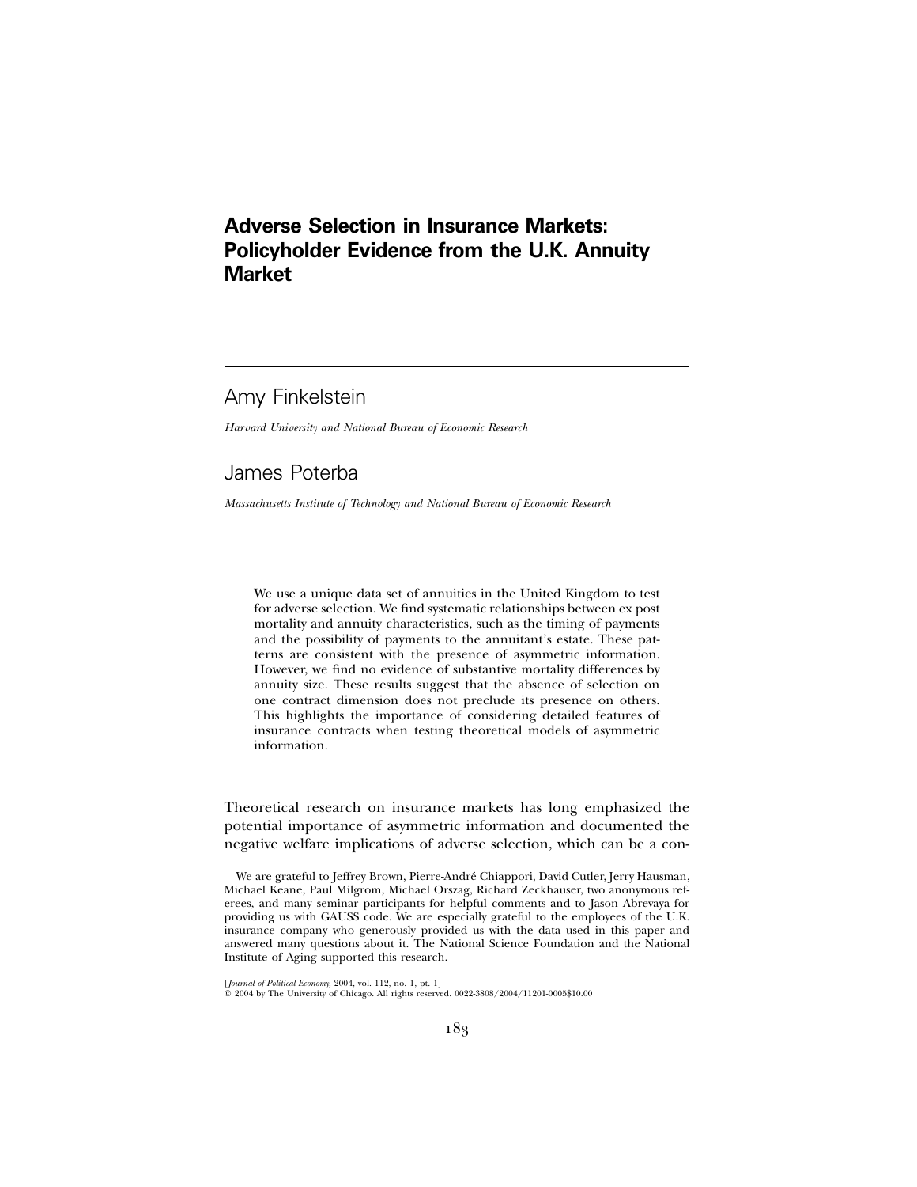# Adverse Selection in Insurance Markets: Policyholder Evidence from the U.K. Annuity Market

## Amy Finkelstein

*Harvard University and National Bureau of Economic Research*

## James Poterba

*Massachusetts Institute of Technology and National Bureau of Economic Research*

We use a unique data set of annuities in the United Kingdom to test for adverse selection. We find systematic relationships between ex post mortality and annuity characteristics, such as the timing of payments and the possibility of payments to the annuitant's estate. These patterns are consistent with the presence of asymmetric information. However, we find no evidence of substantive mortality differences by annuity size. These results suggest that the absence of selection on one contract dimension does not preclude its presence on others. This highlights the importance of considering detailed features of insurance contracts when testing theoretical models of asymmetric information.

Theoretical research on insurance markets has long emphasized the potential importance of asymmetric information and documented the negative welfare implications of adverse selection, which can be a con-

We are grateful to Jeffrey Brown, Pierre-André Chiappori, David Cutler, Jerry Hausman, Michael Keane, Paul Milgrom, Michael Orszag, Richard Zeckhauser, two anonymous referees, and many seminar participants for helpful comments and to Jason Abrevaya for providing us with GAUSS code. We are especially grateful to the employees of the U.K. insurance company who generously provided us with the data used in this paper and answered many questions about it. The National Science Foundation and the National Institute of Aging supported this research.

[*Journal of Political Economy*, 2004, vol. 112, no. 1, pt. 1]
© 2004 by The University of Chicago. All rights reserved. 0022-3808/2004/11201-0005$10.00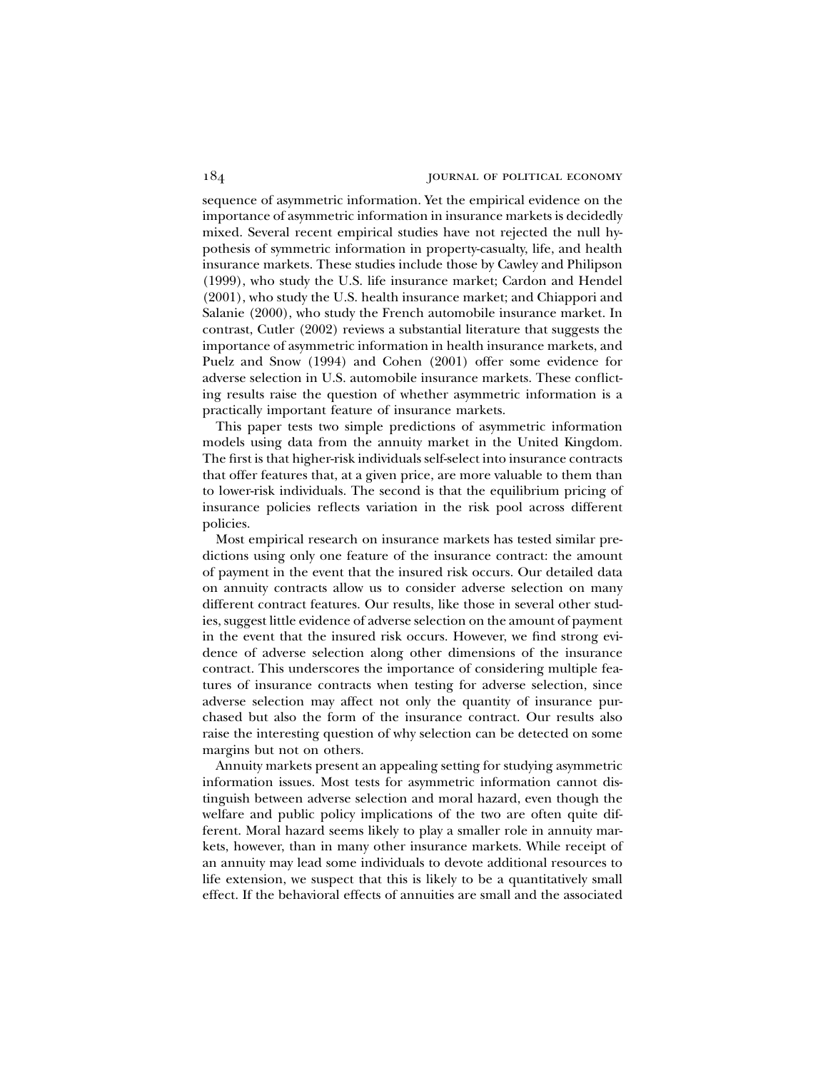sequence of asymmetric information. Yet the empirical evidence on the importance of asymmetric information in insurance markets is decidedly mixed. Several recent empirical studies have not rejected the null hypothesis of symmetric information in property-casualty, life, and health insurance markets. These studies include those by Cawley and Philipson (1999), who study the U.S. life insurance market; Cardon and Hendel (2001), who study the U.S. health insurance market; and Chiappori and Salanie (2000), who study the French automobile insurance market. In contrast, Cutler (2002) reviews a substantial literature that suggests the importance of asymmetric information in health insurance markets, and Puelz and Snow (1994) and Cohen (2001) offer some evidence for adverse selection in U.S. automobile insurance markets. These conflicting results raise the question of whether asymmetric information is a practically important feature of insurance markets.

This paper tests two simple predictions of asymmetric information models using data from the annuity market in the United Kingdom. The first is that higher-risk individuals self-select into insurance contracts that offer features that, at a given price, are more valuable to them than to lower-risk individuals. The second is that the equilibrium pricing of insurance policies reflects variation in the risk pool across different policies.

Most empirical research on insurance markets has tested similar predictions using only one feature of the insurance contract: the amount of payment in the event that the insured risk occurs. Our detailed data on annuity contracts allow us to consider adverse selection on many different contract features. Our results, like those in several other studies, suggest little evidence of adverse selection on the amount of payment in the event that the insured risk occurs. However, we find strong evidence of adverse selection along other dimensions of the insurance contract. This underscores the importance of considering multiple features of insurance contracts when testing for adverse selection, since adverse selection may affect not only the quantity of insurance purchased but also the form of the insurance contract. Our results also raise the interesting question of why selection can be detected on some margins but not on others.

Annuity markets present an appealing setting for studying asymmetric information issues. Most tests for asymmetric information cannot distinguish between adverse selection and moral hazard, even though the welfare and public policy implications of the two are often quite different. Moral hazard seems likely to play a smaller role in annuity markets, however, than in many other insurance markets. While receipt of an annuity may lead some individuals to devote additional resources to life extension, we suspect that this is likely to be a quantitatively small effect. If the behavioral effects of annuities are small and the associated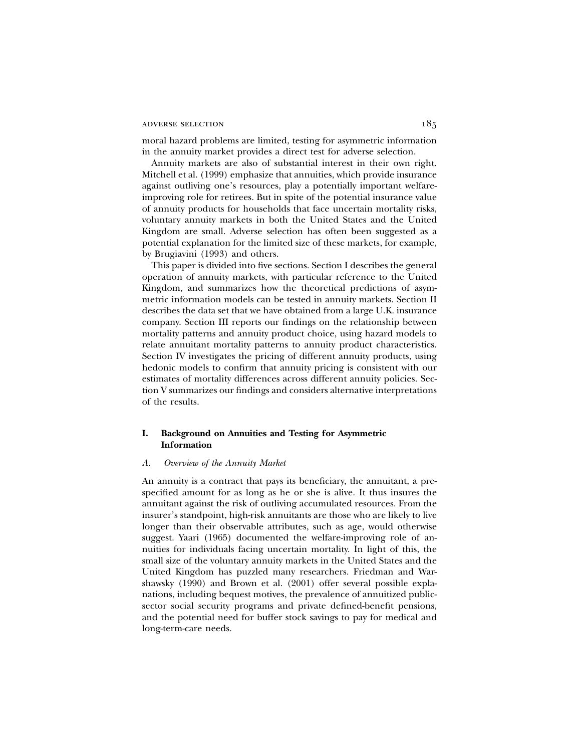moral hazard problems are limited, testing for asymmetric information in the annuity market provides a direct test for adverse selection.

Annuity markets are also of substantial interest in their own right. Mitchell et al. (1999) emphasize that annuities, which provide insurance against outliving one's resources, play a potentially important welfare-improving role for retirees. But in spite of the potential insurance value of annuity products for households that face uncertain mortality risks, voluntary annuity markets in both the United States and the United Kingdom are small. Adverse selection has often been suggested as a potential explanation for the limited size of these markets, for example, by Brugiavini (1993) and others.

This paper is divided into five sections. Section I describes the general operation of annuity markets, with particular reference to the United Kingdom, and summarizes how the theoretical predictions of asymmetric information models can be tested in annuity markets. Section II describes the data set that we have obtained from a large U.K. insurance company. Section III reports our findings on the relationship between mortality patterns and annuity product choice, using hazard models to relate annuitant mortality patterns to annuity product characteristics. Section IV investigates the pricing of different annuity products, using hedonic models to confirm that annuity pricing is consistent with our estimates of mortality differences across different annuity policies. Section V summarizes our findings and considers alternative interpretations of the results.

## I. Background on Annuities and Testing for Asymmetric Information

### *A. Overview of the Annuity Market*

An annuity is a contract that pays its beneficiary, the annuitant, a prespecified amount for as long as he or she is alive. It thus insures the annuitant against the risk of outliving accumulated resources. From the insurer's standpoint, high-risk annuitants are those who are likely to live longer than their observable attributes, such as age, would otherwise suggest. Yaari (1965) documented the welfare-improving role of annuities for individuals facing uncertain mortality. In light of this, the small size of the voluntary annuity markets in the United States and the United Kingdom has puzzled many researchers. Friedman and Warshawsky (1990) and Brown et al. (2001) offer several possible explanations, including bequest motives, the prevalence of annuitized public-sector social security programs and private defined-benefit pensions, and the potential need for buffer stock savings to pay for medical and long-term-care needs.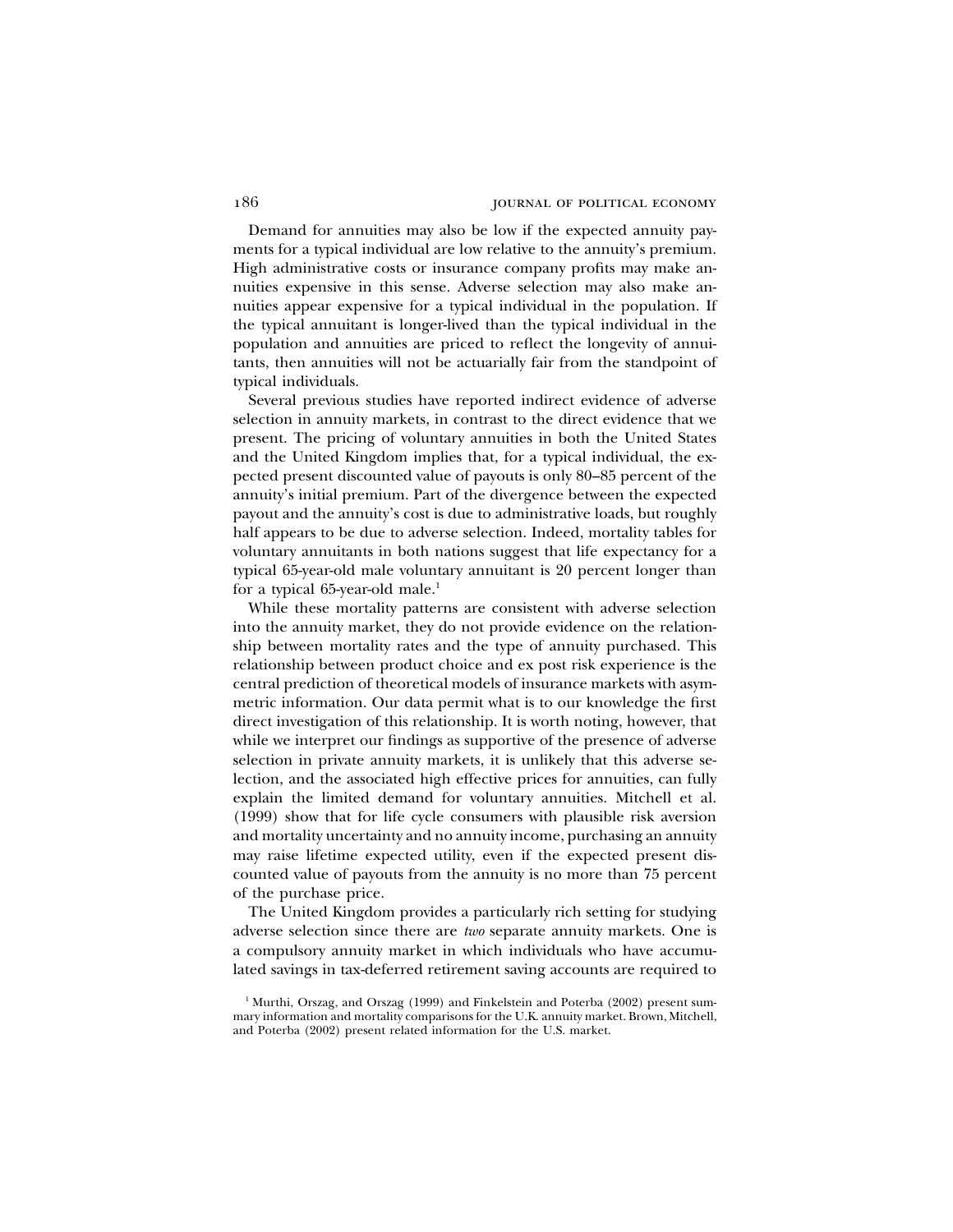Demand for annuities may also be low if the expected annuity payments for a typical individual are low relative to the annuity's premium. High administrative costs or insurance company profits may make annuities expensive in this sense. Adverse selection may also make annuities appear expensive for a typical individual in the population. If the typical annuitant is longer-lived than the typical individual in the population and annuities are priced to reflect the longevity of annuitants, then annuities will not be actuarially fair from the standpoint of typical individuals.

Several previous studies have reported indirect evidence of adverse selection in annuity markets, in contrast to the direct evidence that we present. The pricing of voluntary annuities in both the United States and the United Kingdom implies that, for a typical individual, the expected present discounted value of payouts is only 80–85 percent of the annuity's initial premium. Part of the divergence between the expected payout and the annuity's cost is due to administrative loads, but roughly half appears to be due to adverse selection. Indeed, mortality tables for voluntary annuitants in both nations suggest that life expectancy for a typical 65-year-old male voluntary annuitant is 20 percent longer than for a typical 65-year-old male.[1]

While these mortality patterns are consistent with adverse selection into the annuity market, they do not provide evidence on the relationship between mortality rates and the type of annuity purchased. This relationship between product choice and ex post risk experience is the central prediction of theoretical models of insurance markets with asymmetric information. Our data permit what is to our knowledge the first direct investigation of this relationship. It is worth noting, however, that while we interpret our findings as supportive of the presence of adverse selection in private annuity markets, it is unlikely that this adverse selection, and the associated high effective prices for annuities, can fully explain the limited demand for voluntary annuities. Mitchell et al. (1999) show that for life cycle consumers with plausible risk aversion and mortality uncertainty and no annuity income, purchasing an annuity may raise lifetime expected utility, even if the expected present discounted value of payouts from the annuity is no more than 75 percent of the purchase price.

The United Kingdom provides a particularly rich setting for studying adverse selection since there are *two* separate annuity markets. One is a compulsory annuity market in which individuals who have accumulated savings in tax-deferred retirement saving accounts are required to

[1] Murthi, Orszag, and Orszag (1999) and Finkelstein and Poterba (2002) present summary information and mortality comparisons for the U.K. annuity market. Brown, Mitchell, and Poterba (2002) present related information for the U.S. market.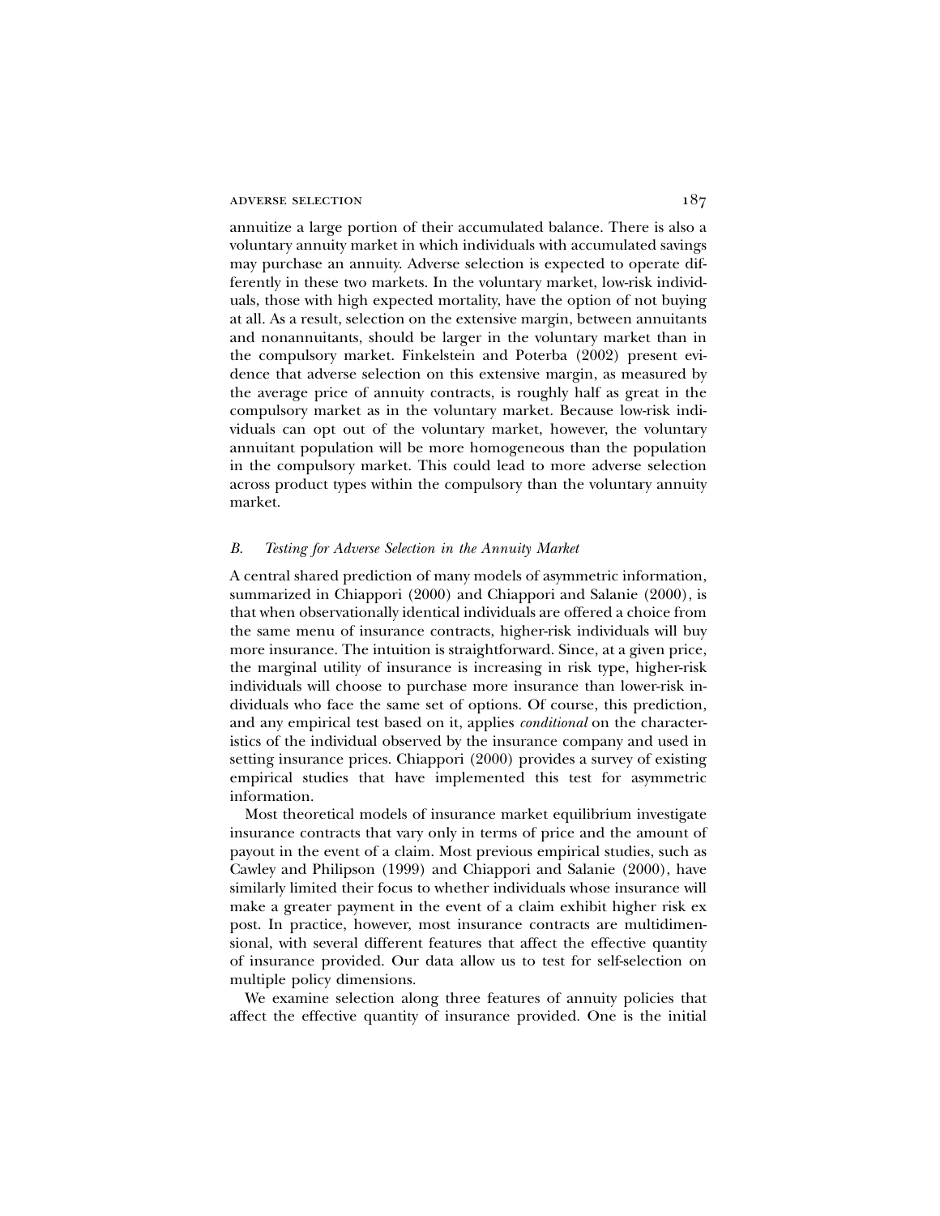annuitize a large portion of their accumulated balance. There is also a voluntary annuity market in which individuals with accumulated savings may purchase an annuity. Adverse selection is expected to operate differently in these two markets. In the voluntary market, low-risk individuals, those with high expected mortality, have the option of not buying at all. As a result, selection on the extensive margin, between annuitants and nonannuitants, should be larger in the voluntary market than in the compulsory market. Finkelstein and Poterba (2002) present evidence that adverse selection on this extensive margin, as measured by the average price of annuity contracts, is roughly half as great in the compulsory market as in the voluntary market. Because low-risk individuals can opt out of the voluntary market, however, the voluntary annuitant population will be more homogeneous than the population in the compulsory market. This could lead to more adverse selection across product types within the compulsory than the voluntary annuity market.

### *B. Testing for Adverse Selection in the Annuity Market*

A central shared prediction of many models of asymmetric information, summarized in Chiappori (2000) and Chiappori and Salanie (2000), is that when observationally identical individuals are offered a choice from the same menu of insurance contracts, higher-risk individuals will buy more insurance. The intuition is straightforward. Since, at a given price, the marginal utility of insurance is increasing in risk type, higher-risk individuals will choose to purchase more insurance than lower-risk individuals who face the same set of options. Of course, this prediction, and any empirical test based on it, applies *conditional* on the characteristics of the individual observed by the insurance company and used in setting insurance prices. Chiappori (2000) provides a survey of existing empirical studies that have implemented this test for asymmetric information.

Most theoretical models of insurance market equilibrium investigate insurance contracts that vary only in terms of price and the amount of payout in the event of a claim. Most previous empirical studies, such as Cawley and Philipson (1999) and Chiappori and Salanie (2000), have similarly limited their focus to whether individuals whose insurance will make a greater payment in the event of a claim exhibit higher risk ex post. In practice, however, most insurance contracts are multidimensional, with several different features that affect the effective quantity of insurance provided. Our data allow us to test for self-selection on multiple policy dimensions.

We examine selection along three features of annuity policies that affect the effective quantity of insurance provided. One is the initial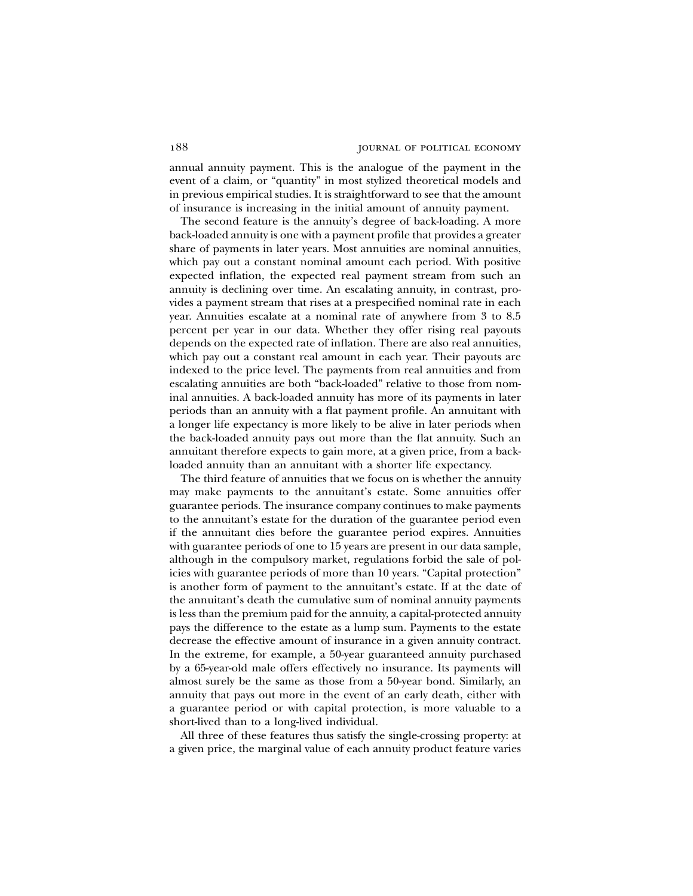annual annuity payment. This is the analogue of the payment in the event of a claim, or "quantity" in most stylized theoretical models and in previous empirical studies. It is straightforward to see that the amount of insurance is increasing in the initial amount of annuity payment.

The second feature is the annuity's degree of back-loading. A more back-loaded annuity is one with a payment profile that provides a greater share of payments in later years. Most annuities are nominal annuities, which pay out a constant nominal amount each period. With positive expected inflation, the expected real payment stream from such an annuity is declining over time. An escalating annuity, in contrast, provides a payment stream that rises at a prespecified nominal rate in each year. Annuities escalate at a nominal rate of anywhere from 3 to 8.5 percent per year in our data. Whether they offer rising real payouts depends on the expected rate of inflation. There are also real annuities, which pay out a constant real amount in each year. Their payouts are indexed to the price level. The payments from real annuities and from escalating annuities are both "back-loaded" relative to those from nominal annuities. A back-loaded annuity has more of its payments in later periods than an annuity with a flat payment profile. An annuitant with a longer life expectancy is more likely to be alive in later periods when the back-loaded annuity pays out more than the flat annuity. Such an annuitant therefore expects to gain more, at a given price, from a back-loaded annuity than an annuitant with a shorter life expectancy.

The third feature of annuities that we focus on is whether the annuity may make payments to the annuitant's estate. Some annuities offer guarantee periods. The insurance company continues to make payments to the annuitant's estate for the duration of the guarantee period even if the annuitant dies before the guarantee period expires. Annuities with guarantee periods of one to 15 years are present in our data sample, although in the compulsory market, regulations forbid the sale of policies with guarantee periods of more than 10 years. "Capital protection" is another form of payment to the annuitant's estate. If at the date of the annuitant's death the cumulative sum of nominal annuity payments is less than the premium paid for the annuity, a capital-protected annuity pays the difference to the estate as a lump sum. Payments to the estate decrease the effective amount of insurance in a given annuity contract. In the extreme, for example, a 50-year guaranteed annuity purchased by a 65-year-old male offers effectively no insurance. Its payments will almost surely be the same as those from a 50-year bond. Similarly, an annuity that pays out more in the event of an early death, either with a guarantee period or with capital protection, is more valuable to a short-lived than to a long-lived individual.

All three of these features thus satisfy the single-crossing property: at a given price, the marginal value of each annuity product feature varies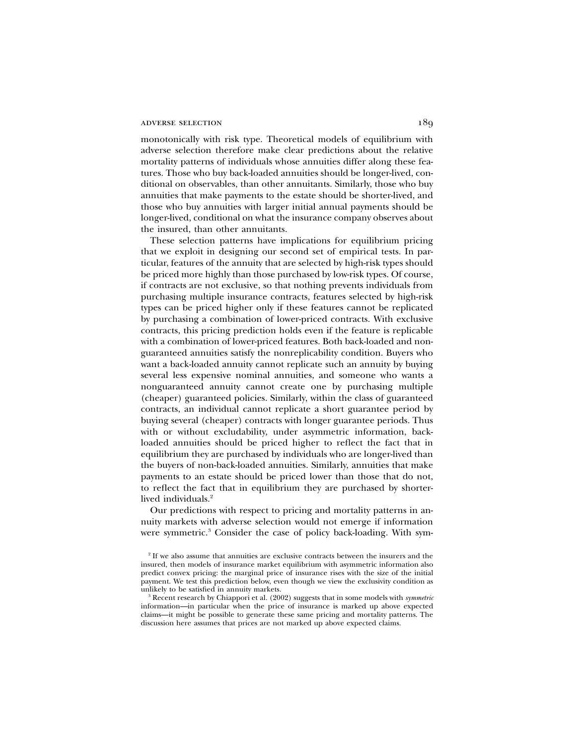monotonically with risk type. Theoretical models of equilibrium with adverse selection therefore make clear predictions about the relative mortality patterns of individuals whose annuities differ along these features. Those who buy back-loaded annuities should be longer-lived, conditional on observables, than other annuitants. Similarly, those who buy annuities that make payments to the estate should be shorter-lived, and those who buy annuities with larger initial annual payments should be longer-lived, conditional on what the insurance company observes about the insured, than other annuitants.

These selection patterns have implications for equilibrium pricing that we exploit in designing our second set of empirical tests. In particular, features of the annuity that are selected by high-risk types should be priced more highly than those purchased by low-risk types. Of course, if contracts are not exclusive, so that nothing prevents individuals from purchasing multiple insurance contracts, features selected by high-risk types can be priced higher only if these features cannot be replicated by purchasing a combination of lower-priced contracts. With exclusive contracts, this pricing prediction holds even if the feature is replicable with a combination of lower-priced features. Both back-loaded and nonguaranteed annuities satisfy the nonreplicability condition. Buyers who want a back-loaded annuity cannot replicate such an annuity by buying several less expensive nominal annuities, and someone who wants a nonguaranteed annuity cannot create one by purchasing multiple (cheaper) guaranteed policies. Similarly, within the class of guaranteed contracts, an individual cannot replicate a short guarantee period by buying several (cheaper) contracts with longer guarantee periods. Thus with or without excludability, under asymmetric information, back-loaded annuities should be priced higher to reflect the fact that in equilibrium they are purchased by individuals who are longer-lived than the buyers of non-back-loaded annuities. Similarly, annuities that make payments to an estate should be priced lower than those that do not, to reflect the fact that in equilibrium they are purchased by shorter-lived individuals.[2]

Our predictions with respect to pricing and mortality patterns in annuity markets with adverse selection would not emerge if information were symmetric.[3] Consider the case of policy back-loading. With sym-

[2] If we also assume that annuities are exclusive contracts between the insurers and the insured, then models of insurance market equilibrium with asymmetric information also predict convex pricing: the marginal price of insurance rises with the size of the initial payment. We test this prediction below, even though we view the exclusivity condition as unlikely to be satisfied in annuity markets.

[3] Recent research by Chiappori et al. (2002) suggests that in some models with *symmetric* information—in particular when the price of insurance is marked up above expected claims—it might be possible to generate these same pricing and mortality patterns. The discussion here assumes that prices are not marked up above expected claims.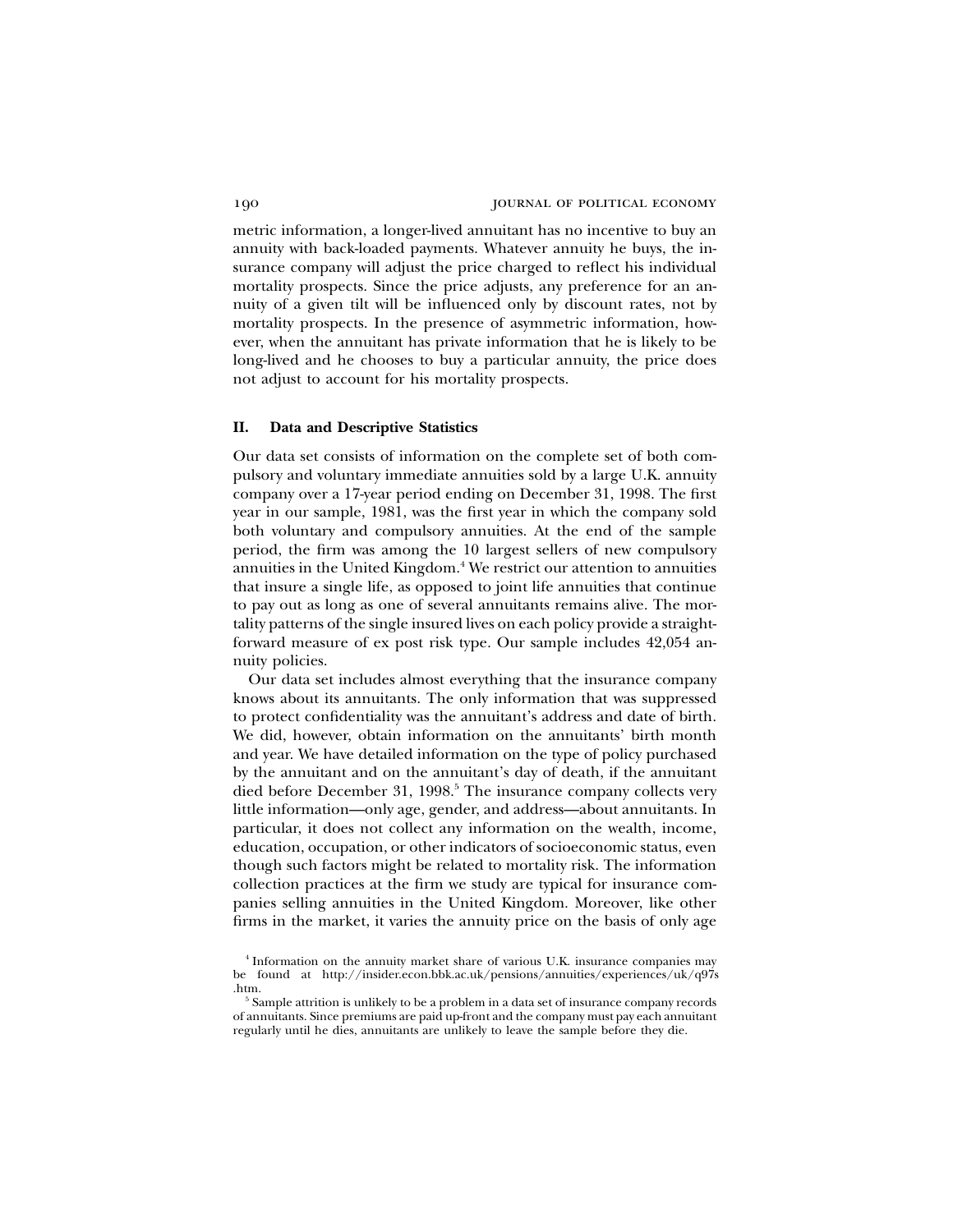metric information, a longer-lived annuitant has no incentive to buy an annuity with back-loaded payments. Whatever annuity he buys, the insurance company will adjust the price charged to reflect his individual mortality prospects. Since the price adjusts, any preference for an annuity of a given tilt will be influenced only by discount rates, not by mortality prospects. In the presence of asymmetric information, however, when the annuitant has private information that he is likely to be long-lived and he chooses to buy a particular annuity, the price does not adjust to account for his mortality prospects.

## II. Data and Descriptive Statistics

Our data set consists of information on the complete set of both compulsory and voluntary immediate annuities sold by a large U.K. annuity company over a 17-year period ending on December 31, 1998. The first year in our sample, 1981, was the first year in which the company sold both voluntary and compulsory annuities. At the end of the sample period, the firm was among the 10 largest sellers of new compulsory annuities in the United Kingdom.[4] We restrict our attention to annuities that insure a single life, as opposed to joint life annuities that continue to pay out as long as one of several annuitants remains alive. The mortality patterns of the single insured lives on each policy provide a straightforward measure of ex post risk type. Our sample includes 42,054 annuity policies.

Our data set includes almost everything that the insurance company knows about its annuitants. The only information that was suppressed to protect confidentiality was the annuitant's address and date of birth. We did, however, obtain information on the annuitants' birth month and year. We have detailed information on the type of policy purchased by the annuitant and on the annuitant's day of death, if the annuitant died before December 31, 1998.[5] The insurance company collects very little information—only age, gender, and address—about annuitants. In particular, it does not collect any information on the wealth, income, education, occupation, or other indicators of socioeconomic status, even though such factors might be related to mortality risk. The information collection practices at the firm we study are typical for insurance companies selling annuities in the United Kingdom. Moreover, like other firms in the market, it varies the annuity price on the basis of only age

[4] Information on the annuity market share of various U.K. insurance companies may be found at http://insider.econ.bbk.ac.uk/pensions/annuities/experiences/uk/q97s.htm.

[5] Sample attrition is unlikely to be a problem in a data set of insurance company records of annuitants. Since premiums are paid up-front and the company must pay each annuitant regularly until he dies, annuitants are unlikely to leave the sample before they die.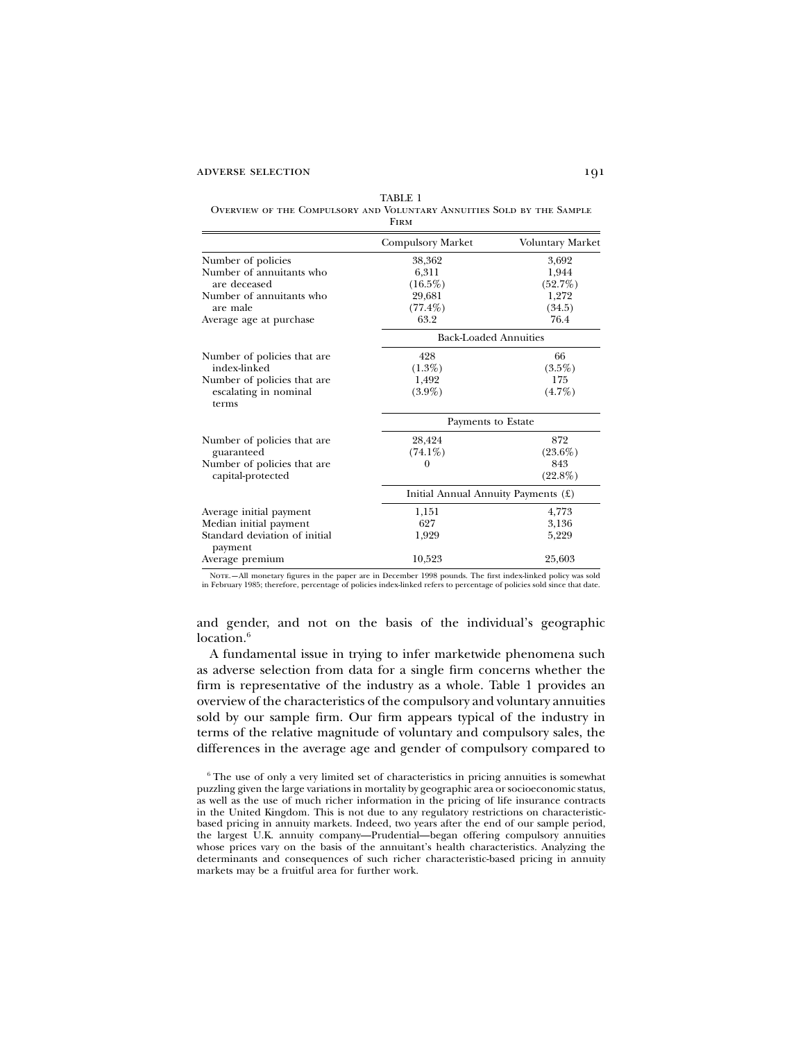TABLE 1

Overview of the Compulsory and Voluntary Annuities Sold by the Sample Firm

| | Compulsory Market | Voluntary Market |
|---|---|---|
| Number of policies | 38,362 | 3,692 |
| Number of annuitants who are deceased | 6,311 (16.5%) | 1,944 (52.7%) |
| Number of annuitants who are male | 29,681 (77.4%) | 1,272 (34.5) |
| Average age at purchase | 63.2 | 76.4 |
| | Back-Loaded Annuities | |
| Number of policies that are index-linked | 428 (1.3%) | 66 (3.5%) |
| Number of policies that are escalating in nominal terms | 1,492 (3.9%) | 175 (4.7%) |
| | Payments to Estate | |
| Number of policies that are guaranteed | 28,424 (74.1%) | 872 (23.6%) |
| Number of policies that are capital-protected | 0 | 843 (22.8%) |
| | Initial Annual Annuity Payments (£) | |
| Average initial payment | 1,151 | 4,773 |
| Median initial payment | 627 | 3,136 |
| Standard deviation of initial payment | 1,929 | 5,229 |
| Average premium | 10,523 | 25,603 |

Note.—All monetary figures in the paper are in December 1998 pounds. The first index-linked policy was sold in February 1985; therefore, percentage of policies index-linked refers to percentage of policies sold since that date.

and gender, and not on the basis of the individual's geographic location.[6]

A fundamental issue in trying to infer marketwide phenomena such as adverse selection from data for a single firm concerns whether the firm is representative of the industry as a whole. Table 1 provides an overview of the characteristics of the compulsory and voluntary annuities sold by our sample firm. Our firm appears typical of the industry in terms of the relative magnitude of voluntary and compulsory sales, the differences in the average age and gender of compulsory compared to

[6] The use of only a very limited set of characteristics in pricing annuities is somewhat puzzling given the large variations in mortality by geographic area or socioeconomic status, as well as the use of much richer information in the pricing of life insurance contracts in the United Kingdom. This is not due to any regulatory restrictions on characteristic-based pricing in annuity markets. Indeed, two years after the end of our sample period, the largest U.K. annuity company—Prudential—began offering compulsory annuities whose prices vary on the basis of the annuitant's health characteristics. Analyzing the determinants and consequences of such richer characteristic-based pricing in annuity markets may be a fruitful area for further work.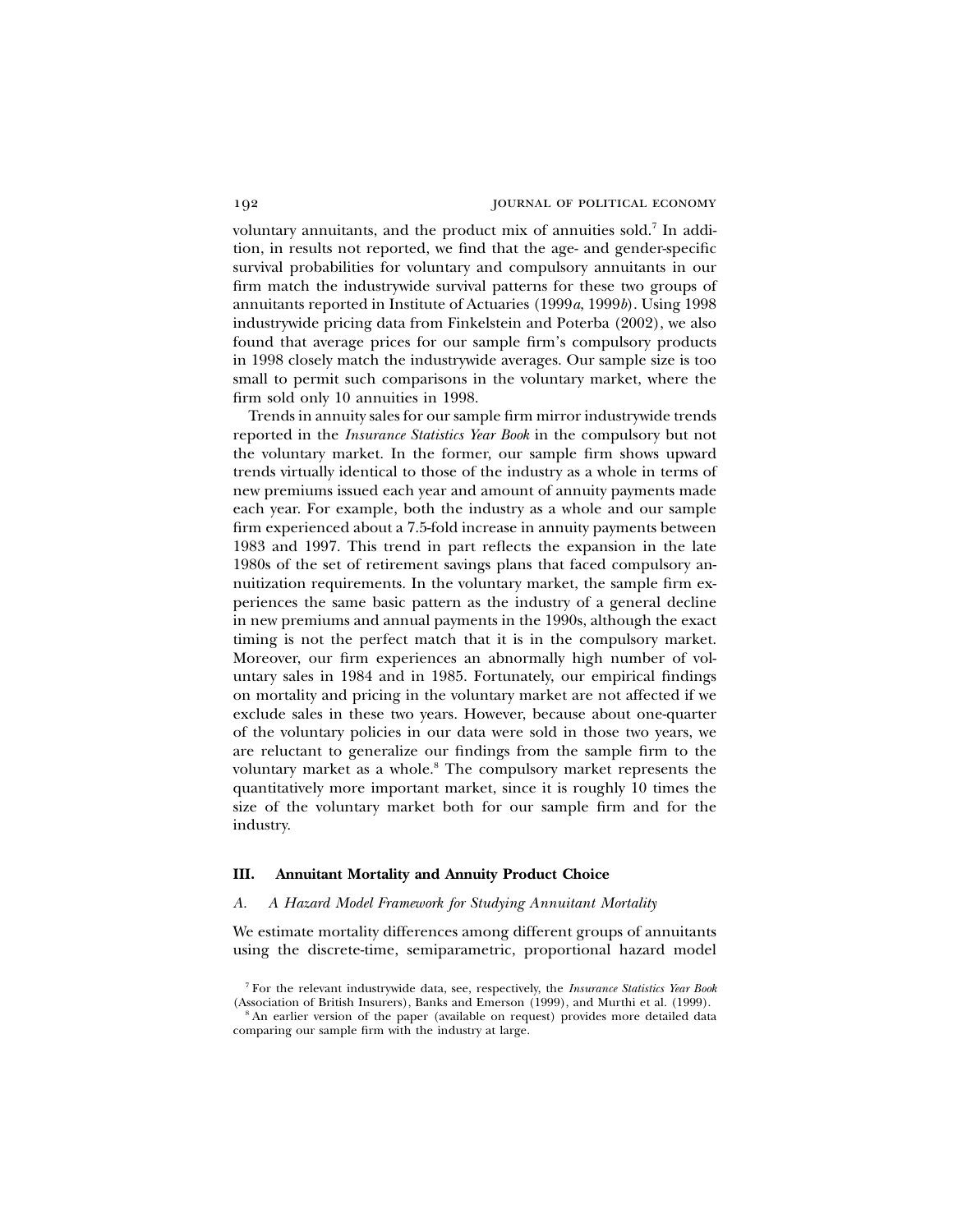voluntary annuitants, and the product mix of annuities sold.[7] In addition, in results not reported, we find that the age- and gender-specific survival probabilities for voluntary and compulsory annuitants in our firm match the industrywide survival patterns for these two groups of annuitants reported in Institute of Actuaries (1999*a*, 1999*b*). Using 1998 industrywide pricing data from Finkelstein and Poterba (2002), we also found that average prices for our sample firm's compulsory products in 1998 closely match the industrywide averages. Our sample size is too small to permit such comparisons in the voluntary market, where the firm sold only 10 annuities in 1998.

Trends in annuity sales for our sample firm mirror industrywide trends reported in the *Insurance Statistics Year Book* in the compulsory but not the voluntary market. In the former, our sample firm shows upward trends virtually identical to those of the industry as a whole in terms of new premiums issued each year and amount of annuity payments made each year. For example, both the industry as a whole and our sample firm experienced about a 7.5-fold increase in annuity payments between 1983 and 1997. This trend in part reflects the expansion in the late 1980s of the set of retirement savings plans that faced compulsory annuitization requirements. In the voluntary market, the sample firm experiences the same basic pattern as the industry of a general decline in new premiums and annual payments in the 1990s, although the exact timing is not the perfect match that it is in the compulsory market. Moreover, our firm experiences an abnormally high number of voluntary sales in 1984 and in 1985. Fortunately, our empirical findings on mortality and pricing in the voluntary market are not affected if we exclude sales in these two years. However, because about one-quarter of the voluntary policies in our data were sold in those two years, we are reluctant to generalize our findings from the sample firm to the voluntary market as a whole.[8] The compulsory market represents the quantitatively more important market, since it is roughly 10 times the size of the voluntary market both for our sample firm and for the industry.

## III. Annuitant Mortality and Annuity Product Choice

### *A. A Hazard Model Framework for Studying Annuitant Mortality*

We estimate mortality differences among different groups of annuitants using the discrete-time, semiparametric, proportional hazard model

[7] For the relevant industrywide data, see, respectively, the *Insurance Statistics Year Book* (Association of British Insurers), Banks and Emerson (1999), and Murthi et al. (1999).

[8] An earlier version of the paper (available on request) provides more detailed data comparing our sample firm with the industry at large.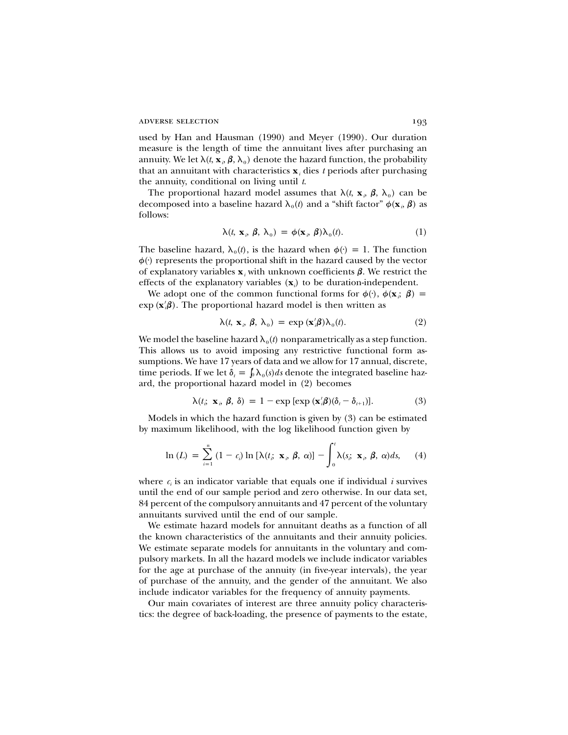used by Han and Hausman (1990) and Meyer (1990). Our duration measure is the length of time the annuitant lives after purchasing an annuity. We let $\lambda(t, \mathbf{x}_i, \boldsymbol{\beta}, \lambda_0)$ denote the hazard function, the probability that an annuitant with characteristics $\mathbf{x}_i$ dies $t$ periods after purchasing the annuity, conditional on living until $t$.

The proportional hazard model assumes that $\lambda(t, \mathbf{x}_i, \boldsymbol{\beta}, \lambda_0)$ can be decomposed into a baseline hazard $\lambda_0(t)$ and a "shift factor" $\phi(\mathbf{x}_i, \boldsymbol{\beta})$ as follows:

$$\lambda(t, \mathbf{x}_i, \boldsymbol{\beta}, \lambda_0) = \phi(\mathbf{x}_i, \boldsymbol{\beta})\lambda_0(t). \tag{1}$$

The baseline hazard, $\lambda_0(t)$, is the hazard when $\phi(\cdot) = 1$. The function $\phi(\cdot)$ represents the proportional shift in the hazard caused by the vector of explanatory variables $\mathbf{x}_i$ with unknown coefficients $\boldsymbol{\beta}$. We restrict the effects of the explanatory variables ($\mathbf{x}_i$) to be duration-independent.

We adopt one of the common functional forms for $\phi(\cdot)$, $\phi(\mathbf{x}_i; \boldsymbol{\beta}) = \exp(\mathbf{x}_i'\boldsymbol{\beta})$. The proportional hazard model is then written as

$$\lambda(t, \mathbf{x}_i, \boldsymbol{\beta}, \lambda_0) = \exp(\mathbf{x}_i'\boldsymbol{\beta})\lambda_0(t). \tag{2}$$

We model the baseline hazard $\lambda_0(t)$ nonparametrically as a step function. This allows us to avoid imposing any restrictive functional form assumptions. We have 17 years of data and we allow for 17 annual, discrete, time periods. If we let $\delta_t = \int_0^t \lambda_0(s)ds$ denote the integrated baseline hazard, the proportional hazard model in (2) becomes

$$\lambda(t_i; \mathbf{x}_i, \boldsymbol{\beta}, \delta) = 1 - \exp[\exp(\mathbf{x}_i'\boldsymbol{\beta})(\delta_t - \delta_{t+1})]. \tag{3}$$

Models in which the hazard function is given by (3) can be estimated by maximum likelihood, with the log likelihood function given by

$$\ln(L) = \sum_{i=1}^{n} (1 - c_i) \ln[\lambda(t_i; \mathbf{x}_i, \boldsymbol{\beta}, \alpha)] - \int_0^t \lambda(s_i; \mathbf{x}_i, \boldsymbol{\beta}, \alpha)ds, \tag{4}$$

where $c_i$ is an indicator variable that equals one if individual $i$ survives until the end of our sample period and zero otherwise. In our data set, 84 percent of the compulsory annuitants and 47 percent of the voluntary annuitants survived until the end of our sample.

We estimate hazard models for annuitant deaths as a function of all the known characteristics of the annuitants and their annuity policies. We estimate separate models for annuitants in the voluntary and compulsory markets. In all the hazard models we include indicator variables for the age at purchase of the annuity (in five-year intervals), the year of purchase of the annuity, and the gender of the annuitant. We also include indicator variables for the frequency of annuity payments.

Our main covariates of interest are three annuity policy characteristics: the degree of back-loading, the presence of payments to the estate,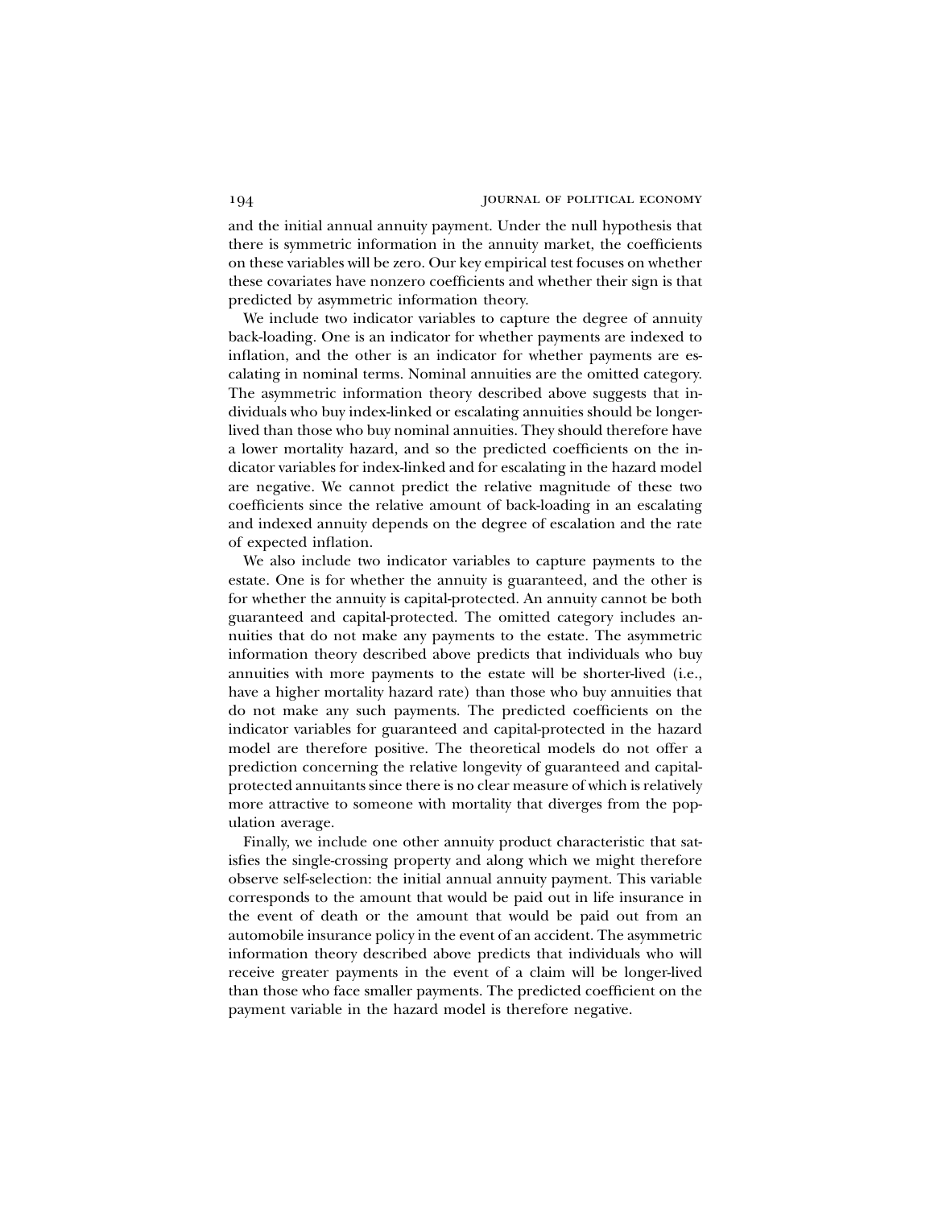and the initial annual annuity payment. Under the null hypothesis that there is symmetric information in the annuity market, the coefficients on these variables will be zero. Our key empirical test focuses on whether these covariates have nonzero coefficients and whether their sign is that predicted by asymmetric information theory.

We include two indicator variables to capture the degree of annuity back-loading. One is an indicator for whether payments are indexed to inflation, and the other is an indicator for whether payments are escalating in nominal terms. Nominal annuities are the omitted category. The asymmetric information theory described above suggests that individuals who buy index-linked or escalating annuities should be longer-lived than those who buy nominal annuities. They should therefore have a lower mortality hazard, and so the predicted coefficients on the indicator variables for index-linked and for escalating in the hazard model are negative. We cannot predict the relative magnitude of these two coefficients since the relative amount of back-loading in an escalating and indexed annuity depends on the degree of escalation and the rate of expected inflation.

We also include two indicator variables to capture payments to the estate. One is for whether the annuity is guaranteed, and the other is for whether the annuity is capital-protected. An annuity cannot be both guaranteed and capital-protected. The omitted category includes annuities that do not make any payments to the estate. The asymmetric information theory described above predicts that individuals who buy annuities with more payments to the estate will be shorter-lived (i.e., have a higher mortality hazard rate) than those who buy annuities that do not make any such payments. The predicted coefficients on the indicator variables for guaranteed and capital-protected in the hazard model are therefore positive. The theoretical models do not offer a prediction concerning the relative longevity of guaranteed and capital-protected annuitants since there is no clear measure of which is relatively more attractive to someone with mortality that diverges from the population average.

Finally, we include one other annuity product characteristic that satisfies the single-crossing property and along which we might therefore observe self-selection: the initial annual annuity payment. This variable corresponds to the amount that would be paid out in life insurance in the event of death or the amount that would be paid out from an automobile insurance policy in the event of an accident. The asymmetric information theory described above predicts that individuals who will receive greater payments in the event of a claim will be longer-lived than those who face smaller payments. The predicted coefficient on the payment variable in the hazard model is therefore negative.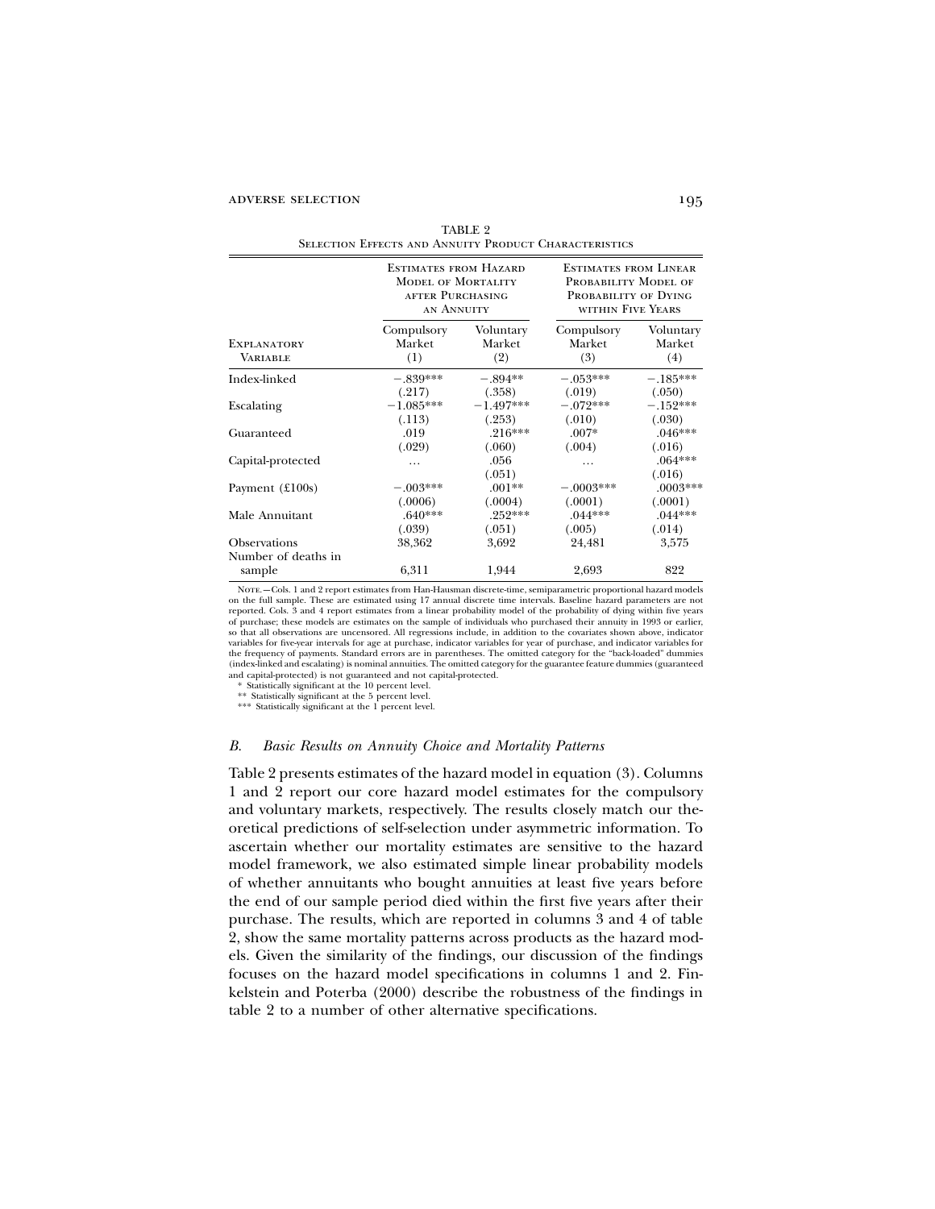TABLE 2
Selection Effects and Annuity Product Characteristics

| Explanatory Variable | Estimates from Hazard Model of Mortality after Purchasing an Annuity | | Estimates from Linear Probability Model of Probability of Dying within Five Years | |
|---|---|---|---|---|
| | Compulsory Market (1) | Voluntary Market (2) | Compulsory Market (3) | Voluntary Market (4) |
| Index-linked | −.839*** | −.894** | −.053*** | −.185*** |
| | (.217) | (.358) | (.019) | (.050) |
| Escalating | −1.085*** | −1.497*** | −.072*** | −.152*** |
| | (.113) | (.253) | (.010) | (.030) |
| Guaranteed | .019 | .216*** | .007* | .046*** |
| | (.029) | (.060) | (.004) | (.016) |
| Capital-protected | … | .056 | … | .064*** |
| | | (.051) | | (.016) |
| Payment (£100s) | −.003*** | .001** | −.0003*** | .0003*** |
| | (.0006) | (.0004) | (.0001) | (.0001) |
| Male Annuitant | .640*** | .252*** | .044*** | .044*** |
| | (.039) | (.051) | (.005) | (.014) |
| Observations | 38,362 | 3,692 | 24,481 | 3,575 |
| Number of deaths in sample | 6,311 | 1,944 | 2,693 | 822 |

Note.—Cols. 1 and 2 report estimates from Han-Hausman discrete-time, semiparametric proportional hazard models on the full sample. These are estimated using 17 annual discrete time intervals. Baseline hazard parameters are not reported. Cols. 3 and 4 report estimates from a linear probability model of the probability of dying within five years of purchase; these models are estimates on the sample of individuals who purchased their annuity in 1993 or earlier, so that all observations are uncensored. All regressions include, in addition to the covariates shown above, indicator variables for five-year intervals for age at purchase, indicator variables for year of purchase, and indicator variables for the frequency of payments. Standard errors are in parentheses. The omitted category for the "back-loaded" dummies (index-linked and escalating) is nominal annuities. The omitted category for the guarantee feature dummies (guaranteed and capital-protected) is not guaranteed and not capital-protected.

\* Statistically significant at the 10 percent level.

\** Statistically significant at the 5 percent level.

\*** Statistically significant at the 1 percent level.

### *B. Basic Results on Annuity Choice and Mortality Patterns*

Table 2 presents estimates of the hazard model in equation (3). Columns 1 and 2 report our core hazard model estimates for the compulsory and voluntary markets, respectively. The results closely match our theoretical predictions of self-selection under asymmetric information. To ascertain whether our mortality estimates are sensitive to the hazard model framework, we also estimated simple linear probability models of whether annuitants who bought annuities at least five years before the end of our sample period died within the first five years after their purchase. The results, which are reported in columns 3 and 4 of table 2, show the same mortality patterns across products as the hazard models. Given the similarity of the findings, our discussion of the findings focuses on the hazard model specifications in columns 1 and 2. Finkelstein and Poterba (2000) describe the robustness of the findings in table 2 to a number of other alternative specifications.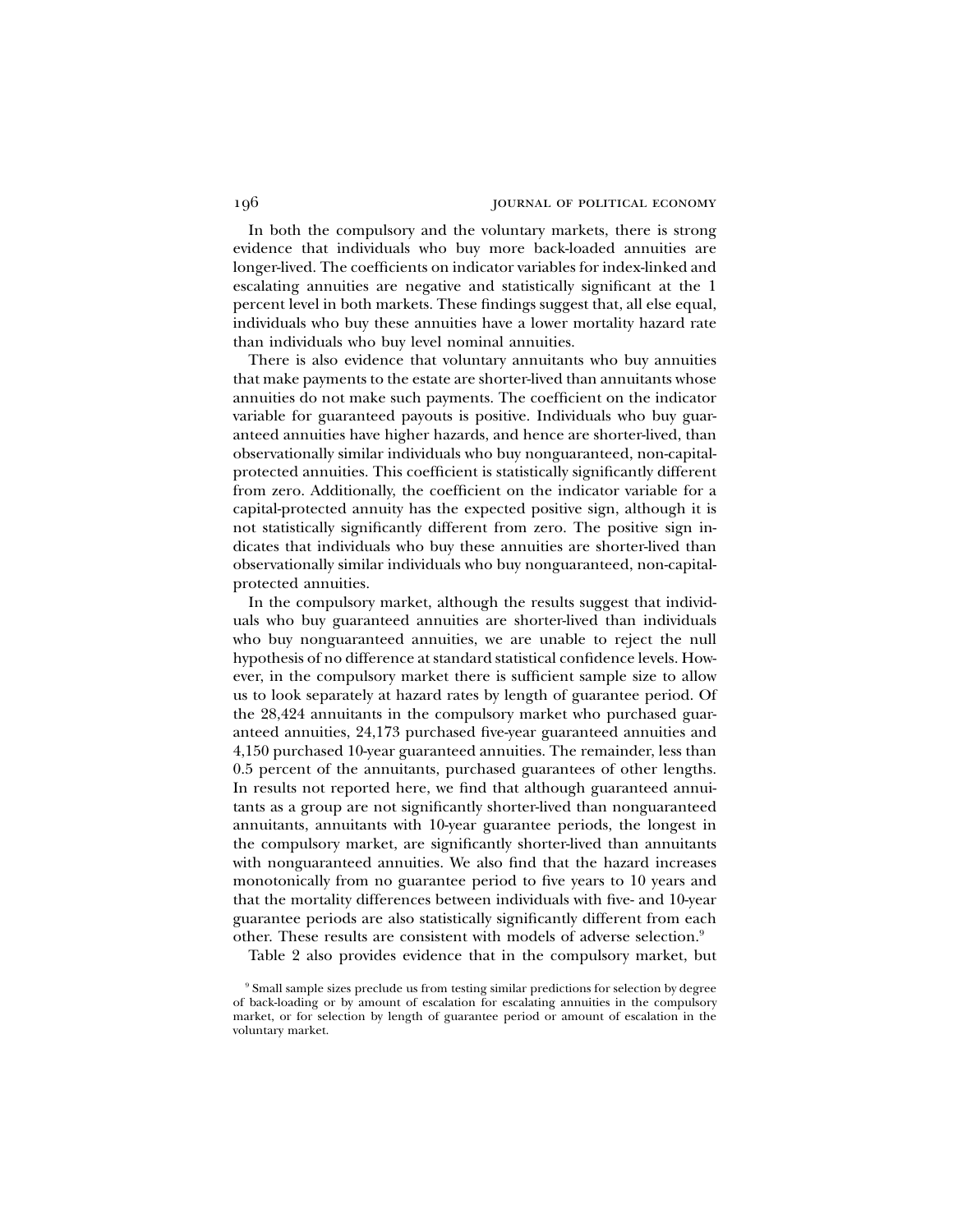In both the compulsory and the voluntary markets, there is strong evidence that individuals who buy more back-loaded annuities are longer-lived. The coefficients on indicator variables for index-linked and escalating annuities are negative and statistically significant at the 1 percent level in both markets. These findings suggest that, all else equal, individuals who buy these annuities have a lower mortality hazard rate than individuals who buy level nominal annuities.

There is also evidence that voluntary annuitants who buy annuities that make payments to the estate are shorter-lived than annuitants whose annuities do not make such payments. The coefficient on the indicator variable for guaranteed payouts is positive. Individuals who buy guaranteed annuities have higher hazards, and hence are shorter-lived, than observationally similar individuals who buy nonguaranteed, non-capital-protected annuities. This coefficient is statistically significantly different from zero. Additionally, the coefficient on the indicator variable for a capital-protected annuity has the expected positive sign, although it is not statistically significantly different from zero. The positive sign indicates that individuals who buy these annuities are shorter-lived than observationally similar individuals who buy nonguaranteed, non-capital-protected annuities.

In the compulsory market, although the results suggest that individuals who buy guaranteed annuities are shorter-lived than individuals who buy nonguaranteed annuities, we are unable to reject the null hypothesis of no difference at standard statistical confidence levels. However, in the compulsory market there is sufficient sample size to allow us to look separately at hazard rates by length of guarantee period. Of the 28,424 annuitants in the compulsory market who purchased guaranteed annuities, 24,173 purchased five-year guaranteed annuities and 4,150 purchased 10-year guaranteed annuities. The remainder, less than 0.5 percent of the annuitants, purchased guarantees of other lengths. In results not reported here, we find that although guaranteed annuitants as a group are not significantly shorter-lived than nonguaranteed annuitants, annuitants with 10-year guarantee periods, the longest in the compulsory market, are significantly shorter-lived than annuitants with nonguaranteed annuities. We also find that the hazard increases monotonically from no guarantee period to five years to 10 years and that the mortality differences between individuals with five- and 10-year guarantee periods are also statistically significantly different from each other. These results are consistent with models of adverse selection.[9]

Table 2 also provides evidence that in the compulsory market, but

[9] Small sample sizes preclude us from testing similar predictions for selection by degree of back-loading or by amount of escalation for escalating annuities in the compulsory market, or for selection by length of guarantee period or amount of escalation in the voluntary market.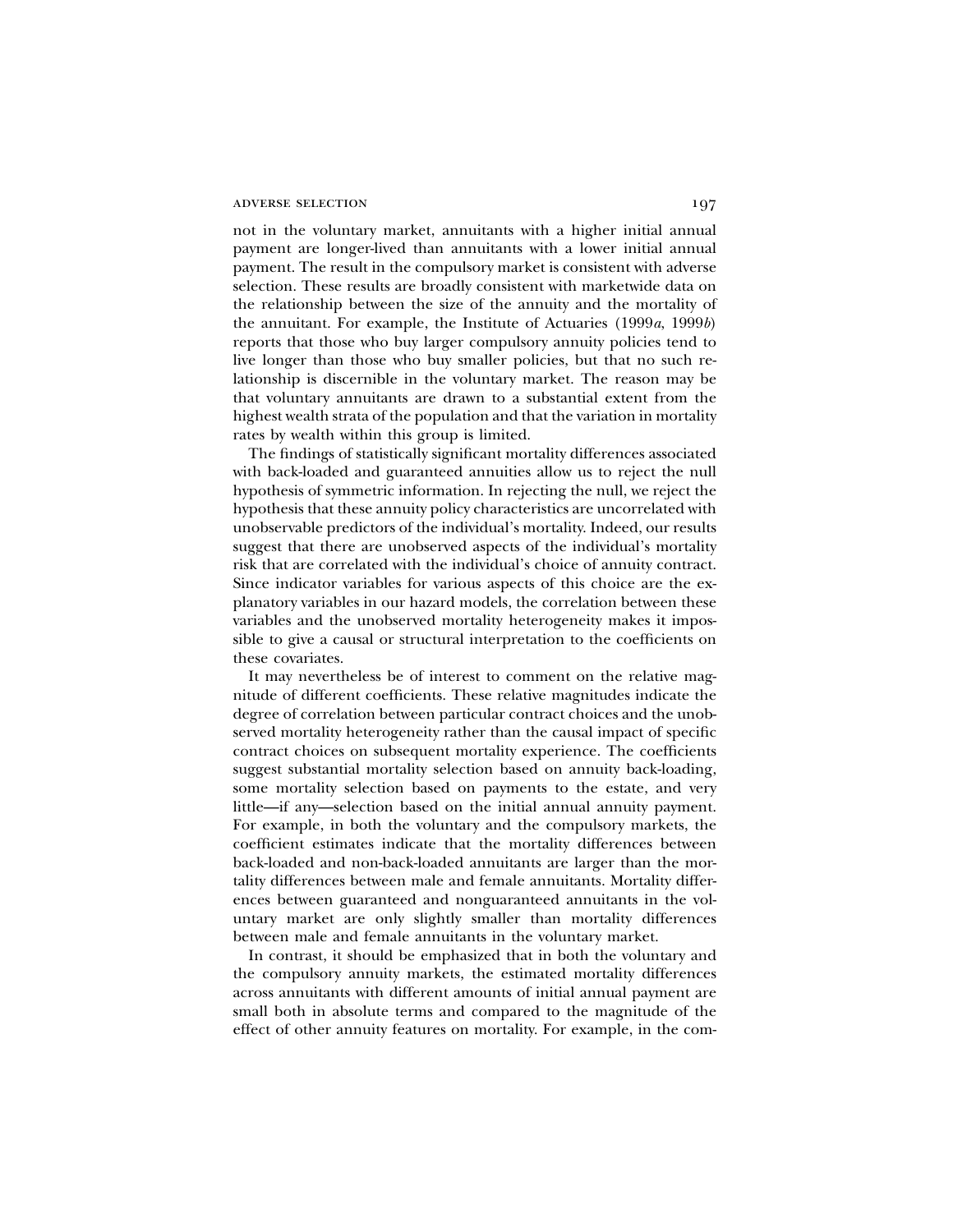not in the voluntary market, annuitants with a higher initial annual payment are longer-lived than annuitants with a lower initial annual payment. The result in the compulsory market is consistent with adverse selection. These results are broadly consistent with marketwide data on the relationship between the size of the annuity and the mortality of the annuitant. For example, the Institute of Actuaries (1999*a*, 1999*b*) reports that those who buy larger compulsory annuity policies tend to live longer than those who buy smaller policies, but that no such relationship is discernible in the voluntary market. The reason may be that voluntary annuitants are drawn to a substantial extent from the highest wealth strata of the population and that the variation in mortality rates by wealth within this group is limited.

The findings of statistically significant mortality differences associated with back-loaded and guaranteed annuities allow us to reject the null hypothesis of symmetric information. In rejecting the null, we reject the hypothesis that these annuity policy characteristics are uncorrelated with unobservable predictors of the individual's mortality. Indeed, our results suggest that there are unobserved aspects of the individual's mortality risk that are correlated with the individual's choice of annuity contract. Since indicator variables for various aspects of this choice are the explanatory variables in our hazard models, the correlation between these variables and the unobserved mortality heterogeneity makes it impossible to give a causal or structural interpretation to the coefficients on these covariates.

It may nevertheless be of interest to comment on the relative magnitude of different coefficients. These relative magnitudes indicate the degree of correlation between particular contract choices and the unobserved mortality heterogeneity rather than the causal impact of specific contract choices on subsequent mortality experience. The coefficients suggest substantial mortality selection based on annuity back-loading, some mortality selection based on payments to the estate, and very little—if any—selection based on the initial annual annuity payment. For example, in both the voluntary and the compulsory markets, the coefficient estimates indicate that the mortality differences between back-loaded and non-back-loaded annuitants are larger than the mortality differences between male and female annuitants. Mortality differences between guaranteed and nonguaranteed annuitants in the voluntary market are only slightly smaller than mortality differences between male and female annuitants in the voluntary market.

In contrast, it should be emphasized that in both the voluntary and the compulsory annuity markets, the estimated mortality differences across annuitants with different amounts of initial annual payment are small both in absolute terms and compared to the magnitude of the effect of other annuity features on mortality. For example, in the com-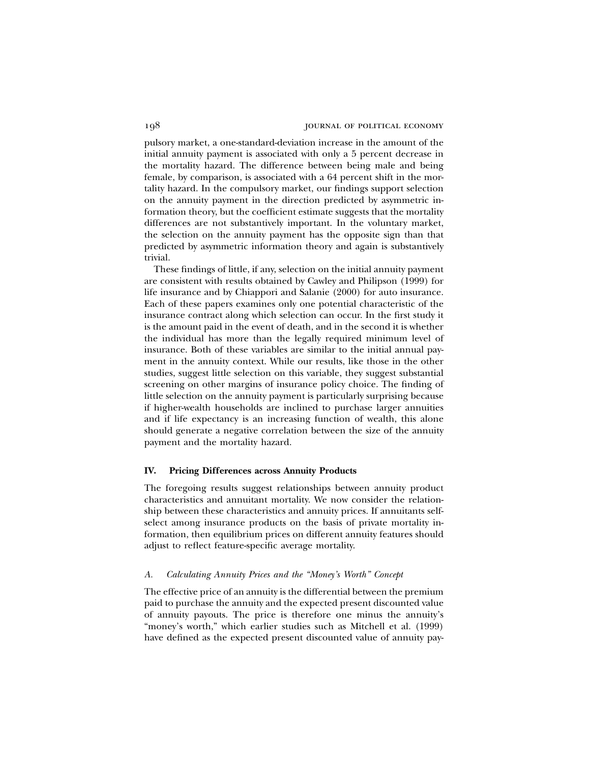pulsory market, a one-standard-deviation increase in the amount of the initial annuity payment is associated with only a 5 percent decrease in the mortality hazard. The difference between being male and being female, by comparison, is associated with a 64 percent shift in the mortality hazard. In the compulsory market, our findings support selection on the annuity payment in the direction predicted by asymmetric information theory, but the coefficient estimate suggests that the mortality differences are not substantively important. In the voluntary market, the selection on the annuity payment has the opposite sign than that predicted by asymmetric information theory and again is substantively trivial.

These findings of little, if any, selection on the initial annuity payment are consistent with results obtained by Cawley and Philipson (1999) for life insurance and by Chiappori and Salanie (2000) for auto insurance. Each of these papers examines only one potential characteristic of the insurance contract along which selection can occur. In the first study it is the amount paid in the event of death, and in the second it is whether the individual has more than the legally required minimum level of insurance. Both of these variables are similar to the initial annual payment in the annuity context. While our results, like those in the other studies, suggest little selection on this variable, they suggest substantial screening on other margins of insurance policy choice. The finding of little selection on the annuity payment is particularly surprising because if higher-wealth households are inclined to purchase larger annuities and if life expectancy is an increasing function of wealth, this alone should generate a negative correlation between the size of the annuity payment and the mortality hazard.

## IV. Pricing Differences across Annuity Products

The foregoing results suggest relationships between annuity product characteristics and annuitant mortality. We now consider the relationship between these characteristics and annuity prices. If annuitants self-select among insurance products on the basis of private mortality information, then equilibrium prices on different annuity features should adjust to reflect feature-specific average mortality.

### *A. Calculating Annuity Prices and the "Money's Worth" Concept*

The effective price of an annuity is the differential between the premium paid to purchase the annuity and the expected present discounted value of annuity payouts. The price is therefore one minus the annuity's "money's worth," which earlier studies such as Mitchell et al. (1999) have defined as the expected present discounted value of annuity pay-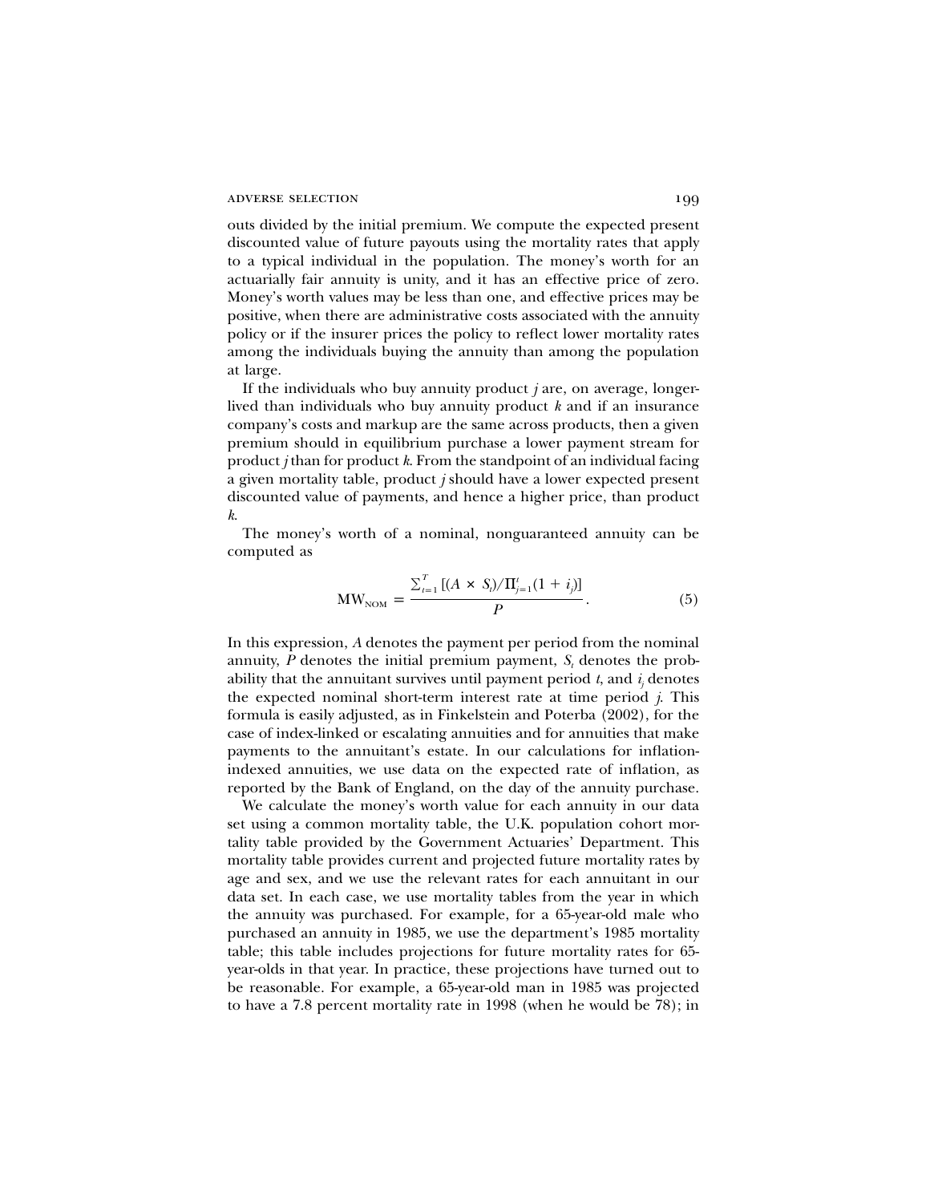outs divided by the initial premium. We compute the expected present discounted value of future payouts using the mortality rates that apply to a typical individual in the population. The money's worth for an actuarially fair annuity is unity, and it has an effective price of zero. Money's worth values may be less than one, and effective prices may be positive, when there are administrative costs associated with the annuity policy or if the insurer prices the policy to reflect lower mortality rates among the individuals buying the annuity than among the population at large.

If the individuals who buy annuity product $j$ are, on average, longer-lived than individuals who buy annuity product $k$ and if an insurance company's costs and markup are the same across products, then a given premium should in equilibrium purchase a lower payment stream for product $j$ than for product $k$. From the standpoint of an individual facing a given mortality table, product $j$ should have a lower expected present discounted value of payments, and hence a higher price, than product $k$.

The money's worth of a nominal, nonguaranteed annuity can be computed as

$$\mathrm{MW}_{\mathrm{NOM}} = \frac{\sum_{t=1}^{T} [(A \times S_t)/\Pi_{j=1}^{t}(1 + i_j)]}{P}. \tag{5}$$

In this expression, $A$ denotes the payment per period from the nominal annuity, $P$ denotes the initial premium payment, $S_t$ denotes the probability that the annuitant survives until payment period $t$, and $i_j$ denotes the expected nominal short-term interest rate at time period $j$. This formula is easily adjusted, as in Finkelstein and Poterba (2002), for the case of index-linked or escalating annuities and for annuities that make payments to the annuitant's estate. In our calculations for inflation-indexed annuities, we use data on the expected rate of inflation, as reported by the Bank of England, on the day of the annuity purchase.

We calculate the money's worth value for each annuity in our data set using a common mortality table, the U.K. population cohort mortality table provided by the Government Actuaries' Department. This mortality table provides current and projected future mortality rates by age and sex, and we use the relevant rates for each annuitant in our data set. In each case, we use mortality tables from the year in which the annuity was purchased. For example, for a 65-year-old male who purchased an annuity in 1985, we use the department's 1985 mortality table; this table includes projections for future mortality rates for 65-year-olds in that year. In practice, these projections have turned out to be reasonable. For example, a 65-year-old man in 1985 was projected to have a 7.8 percent mortality rate in 1998 (when he would be 78); in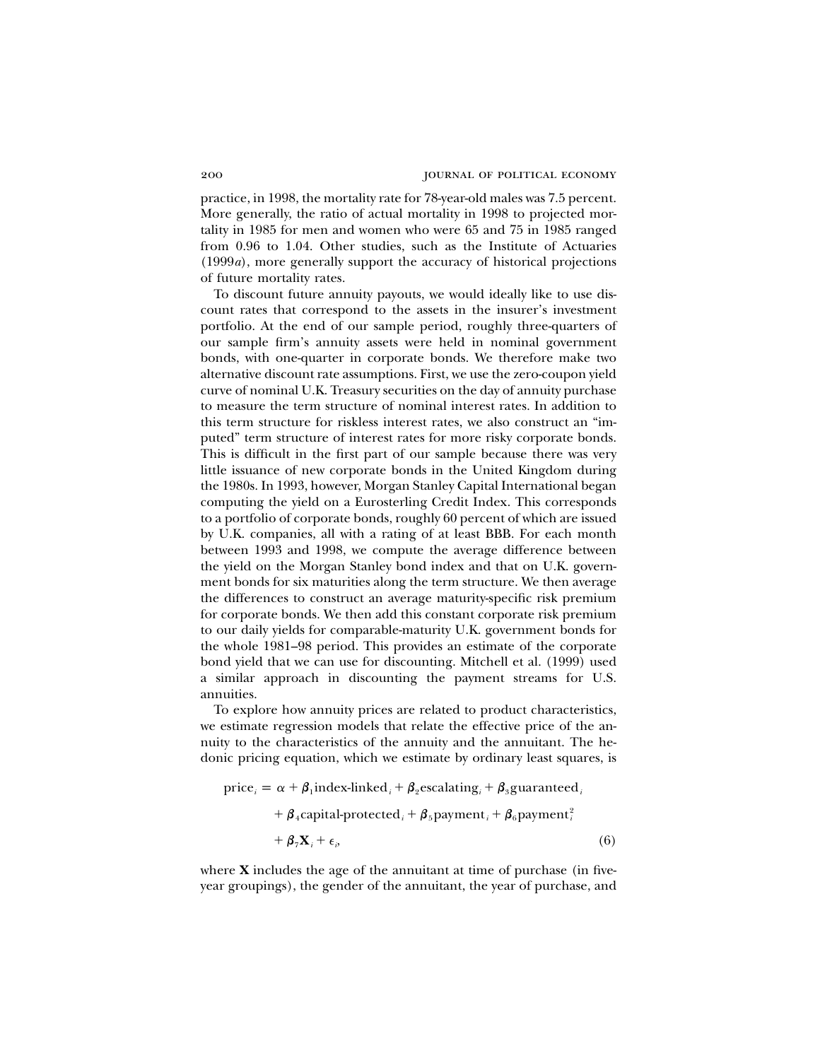practice, in 1998, the mortality rate for 78-year-old males was 7.5 percent. More generally, the ratio of actual mortality in 1998 to projected mortality in 1985 for men and women who were 65 and 75 in 1985 ranged from 0.96 to 1.04. Other studies, such as the Institute of Actuaries (1999*a*), more generally support the accuracy of historical projections of future mortality rates.

To discount future annuity payouts, we would ideally like to use discount rates that correspond to the assets in the insurer's investment portfolio. At the end of our sample period, roughly three-quarters of our sample firm's annuity assets were held in nominal government bonds, with one-quarter in corporate bonds. We therefore make two alternative discount rate assumptions. First, we use the zero-coupon yield curve of nominal U.K. Treasury securities on the day of annuity purchase to measure the term structure of nominal interest rates. In addition to this term structure for riskless interest rates, we also construct an "imputed" term structure of interest rates for more risky corporate bonds. This is difficult in the first part of our sample because there was very little issuance of new corporate bonds in the United Kingdom during the 1980s. In 1993, however, Morgan Stanley Capital International began computing the yield on a Eurosterling Credit Index. This corresponds to a portfolio of corporate bonds, roughly 60 percent of which are issued by U.K. companies, all with a rating of at least BBB. For each month between 1993 and 1998, we compute the average difference between the yield on the Morgan Stanley bond index and that on U.K. government bonds for six maturities along the term structure. We then average the differences to construct an average maturity-specific risk premium for corporate bonds. We then add this constant corporate risk premium to our daily yields for comparable-maturity U.K. government bonds for the whole 1981–98 period. This provides an estimate of the corporate bond yield that we can use for discounting. Mitchell et al. (1999) used a similar approach in discounting the payment streams for U.S. annuities.

To explore how annuity prices are related to product characteristics, we estimate regression models that relate the effective price of the annuity to the characteristics of the annuity and the annuitant. The hedonic pricing equation, which we estimate by ordinary least squares, is

$$\begin{aligned}\text{price}_i = \alpha &+ \beta_1 \text{index-linked}_i + \beta_2 \text{escalating}_i + \beta_3 \text{guaranteed}_i \\ &+ \beta_4 \text{capital-protected}_i + \beta_5 \text{payment}_i + \beta_6 \text{payment}_i^2 \\ &+ \beta_7 \mathbf{X}_i + \epsilon_i, \end{aligned} \tag{6}$$

where $\mathbf{X}$ includes the age of the annuitant at time of purchase (in five-year groupings), the gender of the annuitant, the year of purchase, and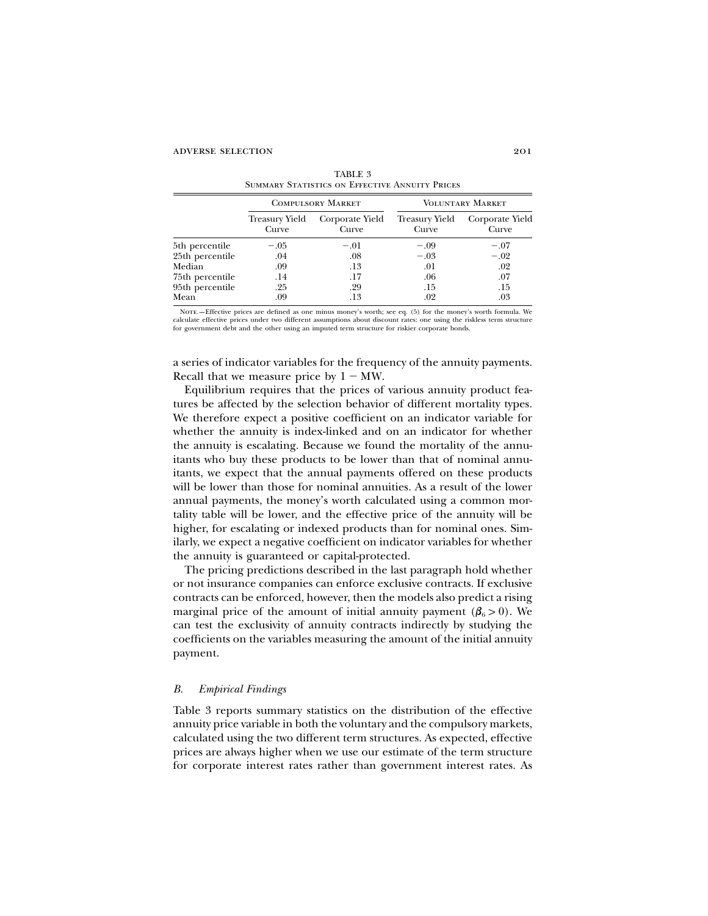TABLE 3
Summary Statistics on Effective Annuity Prices

| | Compulsory Market | | Voluntary Market | |
|---|---|---|---|---|
| | Treasury Yield Curve | Corporate Yield Curve | Treasury Yield Curve | Corporate Yield Curve |
| 5th percentile | −.05 | −.01 | −.09 | −.07 |
| 25th percentile | .04 | .08 | −.03 | −.02 |
| Median | .09 | .13 | .01 | .02 |
| 75th percentile | .14 | .17 | .06 | .07 |
| 95th percentile | .25 | .29 | .15 | .15 |
| Mean | .09 | .13 | .02 | .03 |

Note.—Effective prices are defined as one minus money's worth; see eq. (5) for the money's worth formula. We calculate effective prices under two different assumptions about discount rates: one using the riskless term structure for government debt and the other using an imputed term structure for riskier corporate bonds.

a series of indicator variables for the frequency of the annuity payments. Recall that we measure price by $1 - \text{MW}$.

Equilibrium requires that the prices of various annuity product features be affected by the selection behavior of different mortality types. We therefore expect a positive coefficient on an indicator variable for whether the annuity is index-linked and on an indicator for whether the annuity is escalating. Because we found the mortality of the annuitants who buy these products to be lower than that of nominal annuitants, we expect that the annual payments offered on these products will be lower than those for nominal annuities. As a result of the lower annual payments, the money's worth calculated using a common mortality table will be lower, and the effective price of the annuity will be higher, for escalating or indexed products than for nominal ones. Similarly, we expect a negative coefficient on indicator variables for whether the annuity is guaranteed or capital-protected.

The pricing predictions described in the last paragraph hold whether or not insurance companies can enforce exclusive contracts. If exclusive contracts can be enforced, however, then the models also predict a rising marginal price of the amount of initial annuity payment ($\beta_6 > 0$). We can test the exclusivity of annuity contracts indirectly by studying the coefficients on the variables measuring the amount of the initial annuity payment.

### *B. Empirical Findings*

Table 3 reports summary statistics on the distribution of the effective annuity price variable in both the voluntary and the compulsory markets, calculated using the two different term structures. As expected, effective prices are always higher when we use our estimate of the term structure for corporate interest rates rather than government interest rates. As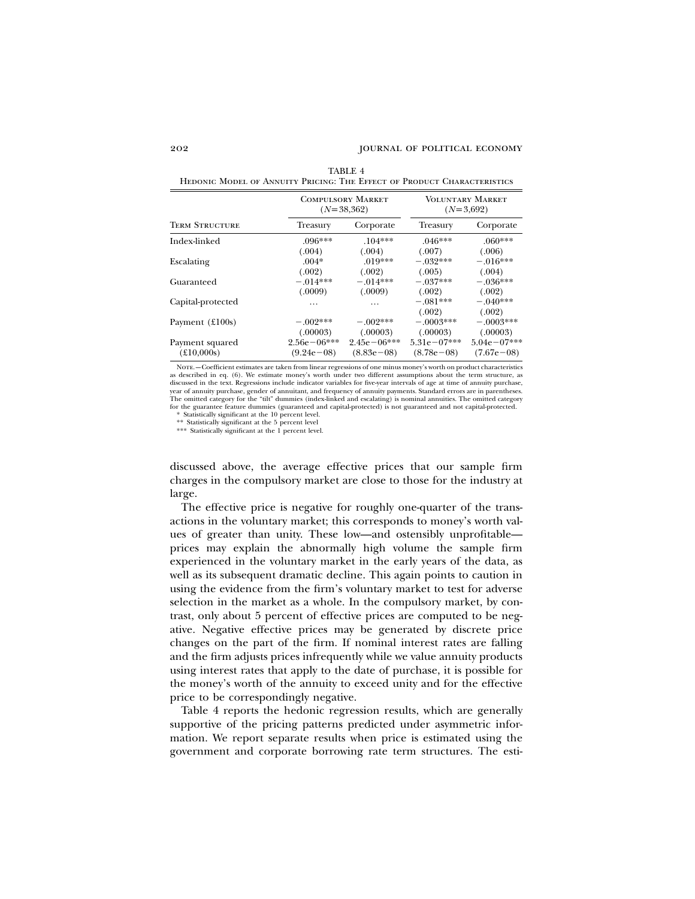TABLE 4

Hedonic Model of Annuity Pricing: The Effect of Product Characteristics

| | Compulsory Market ($N$=38,362) | | Voluntary Market ($N$=3,692) | |
|---|---|---|---|---|
| Term Structure | Treasury | Corporate | Treasury | Corporate |
| Index-linked | .096*** | .104*** | .046*** | .060*** |
| | (.004) | (.004) | (.007) | (.006) |
| Escalating | .004* | .019*** | −.032*** | −.016*** |
| | (.002) | (.002) | (.005) | (.004) |
| Guaranteed | −.014*** | −.014*** | −.037*** | −.036*** |
| | (.0009) | (.0009) | (.002) | (.002) |
| Capital-protected | … | … | −.081*** | −.040*** |
| | | | (.002) | (.002) |
| Payment (£100s) | −.002*** | −.002*** | −.0003*** | −.0003*** |
| | (.00003) | (.00003) | (.00003) | (.00003) |
| Payment squared | 2.56e−06*** | 2.45e−06*** | 5.31e−07*** | 5.04e−07*** |
| (£10,000s) | (9.24e−08) | (8.83e−08) | (8.78e−08) | (7.67e−08) |

Note.—Coefficient estimates are taken from linear regressions of one minus money's worth on product characteristics as described in eq. (6). We estimate money's worth under two different assumptions about the term structure, as discussed in the text. Regressions include indicator variables for five-year intervals of age at time of annuity purchase, year of annuity purchase, gender of annuitant, and frequency of annuity payments. Standard errors are in parentheses. The omitted category for the "tilt" dummies (index-linked and escalating) is nominal annuities. The omitted category for the guarantee feature dummies (guaranteed and capital-protected) is not guaranteed and not capital-protected.

\* Statistically significant at the 10 percent level.

\*\* Statistically significant at the 5 percent level

\*\*\* Statistically significant at the 1 percent level.

discussed above, the average effective prices that our sample firm charges in the compulsory market are close to those for the industry at large.

The effective price is negative for roughly one-quarter of the transactions in the voluntary market; this corresponds to money's worth values of greater than unity. These low—and ostensibly unprofitable—prices may explain the abnormally high volume the sample firm experienced in the voluntary market in the early years of the data, as well as its subsequent dramatic decline. This again points to caution in using the evidence from the firm's voluntary market to test for adverse selection in the market as a whole. In the compulsory market, by contrast, only about 5 percent of effective prices are computed to be negative. Negative effective prices may be generated by discrete price changes on the part of the firm. If nominal interest rates are falling and the firm adjusts prices infrequently while we value annuity products using interest rates that apply to the date of purchase, it is possible for the money's worth of the annuity to exceed unity and for the effective price to be correspondingly negative.

Table 4 reports the hedonic regression results, which are generally supportive of the pricing patterns predicted under asymmetric information. We report separate results when price is estimated using the government and corporate borrowing rate term structures. The esti-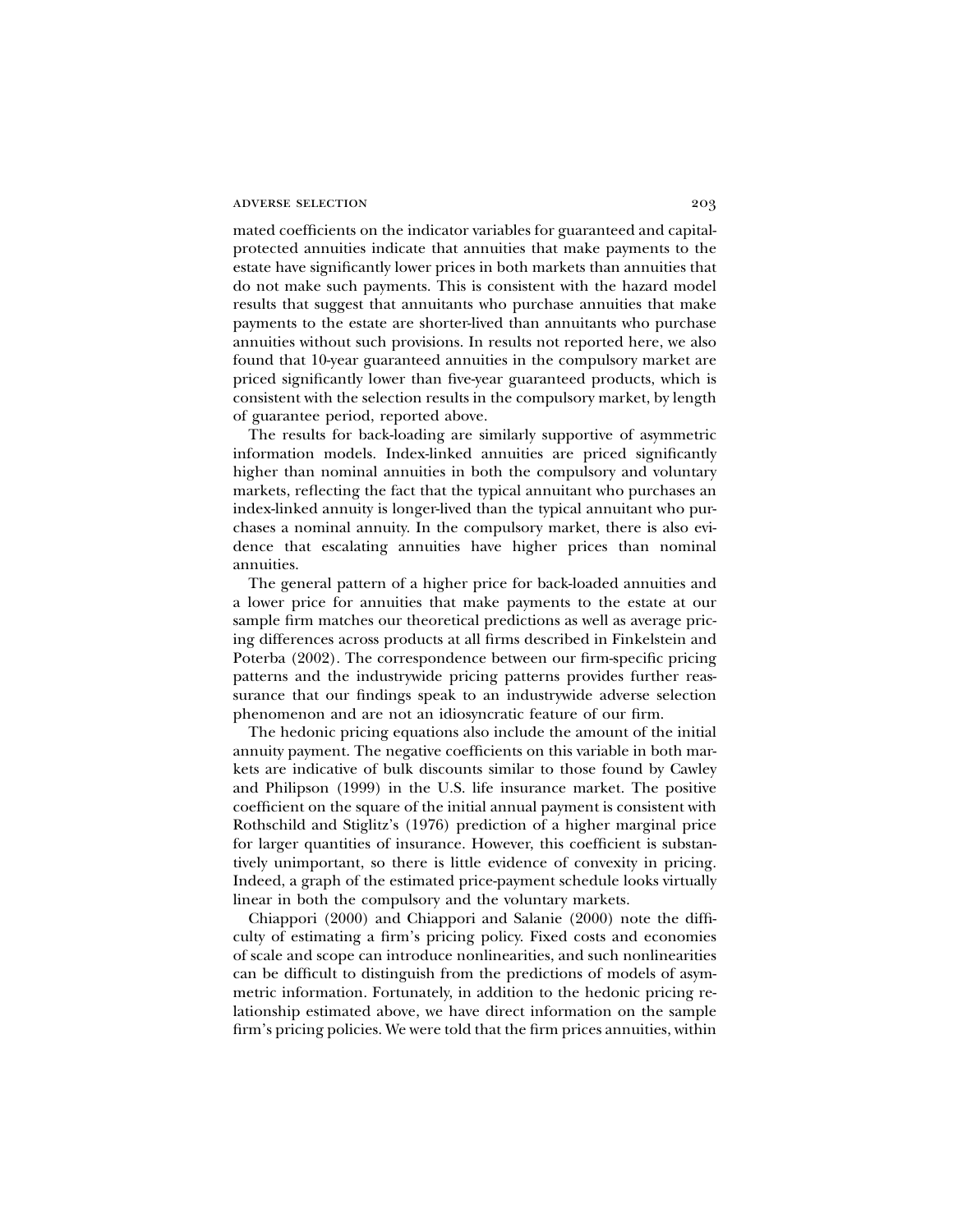mated coefficients on the indicator variables for guaranteed and capital-protected annuities indicate that annuities that make payments to the estate have significantly lower prices in both markets than annuities that do not make such payments. This is consistent with the hazard model results that suggest that annuitants who purchase annuities that make payments to the estate are shorter-lived than annuitants who purchase annuities without such provisions. In results not reported here, we also found that 10-year guaranteed annuities in the compulsory market are priced significantly lower than five-year guaranteed products, which is consistent with the selection results in the compulsory market, by length of guarantee period, reported above.

The results for back-loading are similarly supportive of asymmetric information models. Index-linked annuities are priced significantly higher than nominal annuities in both the compulsory and voluntary markets, reflecting the fact that the typical annuitant who purchases an index-linked annuity is longer-lived than the typical annuitant who purchases a nominal annuity. In the compulsory market, there is also evidence that escalating annuities have higher prices than nominal annuities.

The general pattern of a higher price for back-loaded annuities and a lower price for annuities that make payments to the estate at our sample firm matches our theoretical predictions as well as average pricing differences across products at all firms described in Finkelstein and Poterba (2002). The correspondence between our firm-specific pricing patterns and the industrywide pricing patterns provides further reassurance that our findings speak to an industrywide adverse selection phenomenon and are not an idiosyncratic feature of our firm.

The hedonic pricing equations also include the amount of the initial annuity payment. The negative coefficients on this variable in both markets are indicative of bulk discounts similar to those found by Cawley and Philipson (1999) in the U.S. life insurance market. The positive coefficient on the square of the initial annual payment is consistent with Rothschild and Stiglitz's (1976) prediction of a higher marginal price for larger quantities of insurance. However, this coefficient is substantively unimportant, so there is little evidence of convexity in pricing. Indeed, a graph of the estimated price-payment schedule looks virtually linear in both the compulsory and the voluntary markets.

Chiappori (2000) and Chiappori and Salanie (2000) note the difficulty of estimating a firm's pricing policy. Fixed costs and economies of scale and scope can introduce nonlinearities, and such nonlinearities can be difficult to distinguish from the predictions of models of asymmetric information. Fortunately, in addition to the hedonic pricing relationship estimated above, we have direct information on the sample firm's pricing policies. We were told that the firm prices annuities, within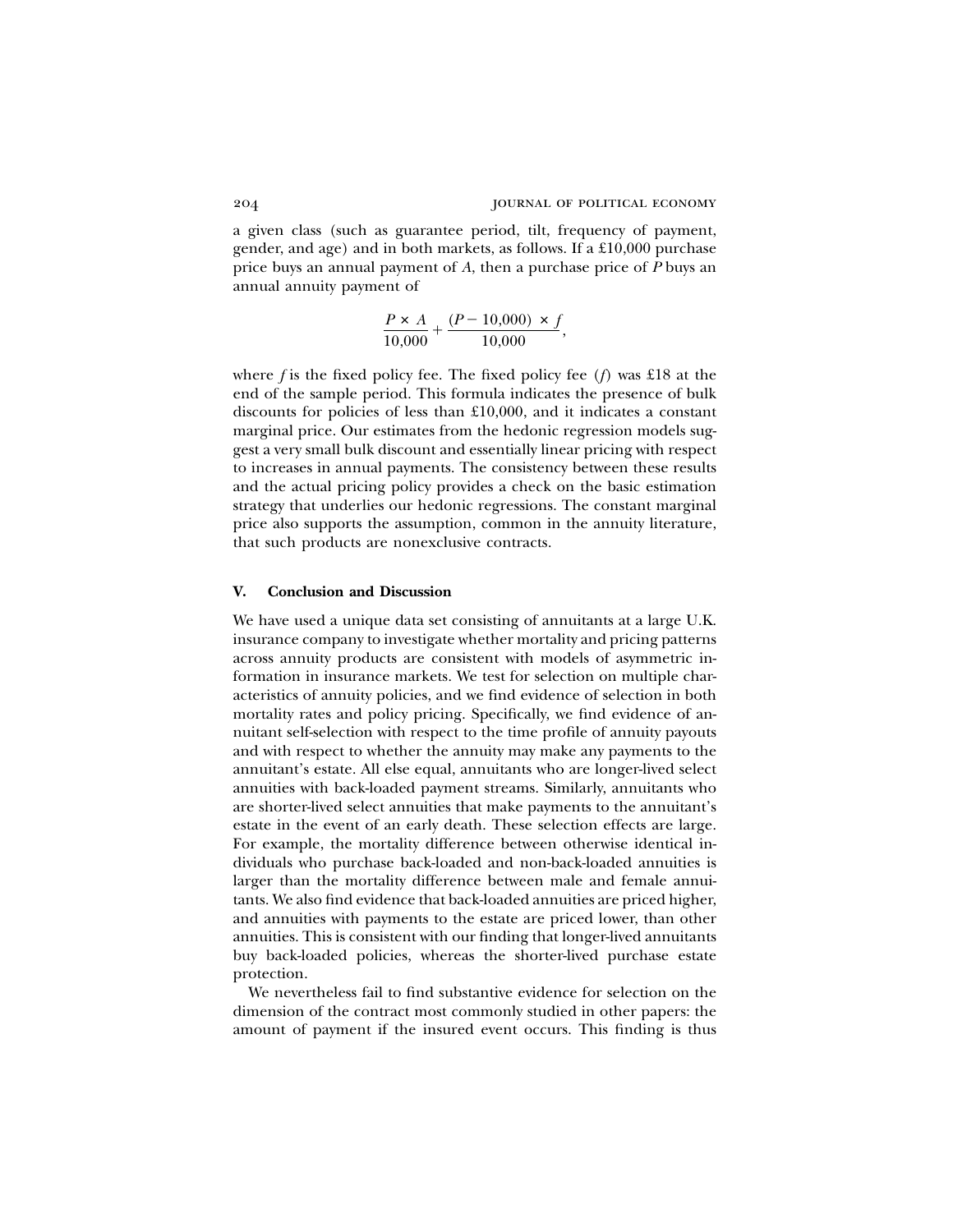a given class (such as guarantee period, tilt, frequency of payment, gender, and age) and in both markets, as follows. If a £10,000 purchase price buys an annual payment of $A$, then a purchase price of $P$ buys an annual annuity payment of

$$\frac{P \times A}{10{,}000} + \frac{(P - 10{,}000) \times f}{10{,}000},$$

where $f$ is the fixed policy fee. The fixed policy fee ($f$) was £18 at the end of the sample period. This formula indicates the presence of bulk discounts for policies of less than £10,000, and it indicates a constant marginal price. Our estimates from the hedonic regression models suggest a very small bulk discount and essentially linear pricing with respect to increases in annual payments. The consistency between these results and the actual pricing policy provides a check on the basic estimation strategy that underlies our hedonic regressions. The constant marginal price also supports the assumption, common in the annuity literature, that such products are nonexclusive contracts.

## V. Conclusion and Discussion

We have used a unique data set consisting of annuitants at a large U.K. insurance company to investigate whether mortality and pricing patterns across annuity products are consistent with models of asymmetric information in insurance markets. We test for selection on multiple characteristics of annuity policies, and we find evidence of selection in both mortality rates and policy pricing. Specifically, we find evidence of annuitant self-selection with respect to the time profile of annuity payouts and with respect to whether the annuity may make any payments to the annuitant's estate. All else equal, annuitants who are longer-lived select annuities with back-loaded payment streams. Similarly, annuitants who are shorter-lived select annuities that make payments to the annuitant's estate in the event of an early death. These selection effects are large. For example, the mortality difference between otherwise identical individuals who purchase back-loaded and non-back-loaded annuities is larger than the mortality difference between male and female annuitants. We also find evidence that back-loaded annuities are priced higher, and annuities with payments to the estate are priced lower, than other annuities. This is consistent with our finding that longer-lived annuitants buy back-loaded policies, whereas the shorter-lived purchase estate protection.

We nevertheless fail to find substantive evidence for selection on the dimension of the contract most commonly studied in other papers: the amount of payment if the insured event occurs. This finding is thus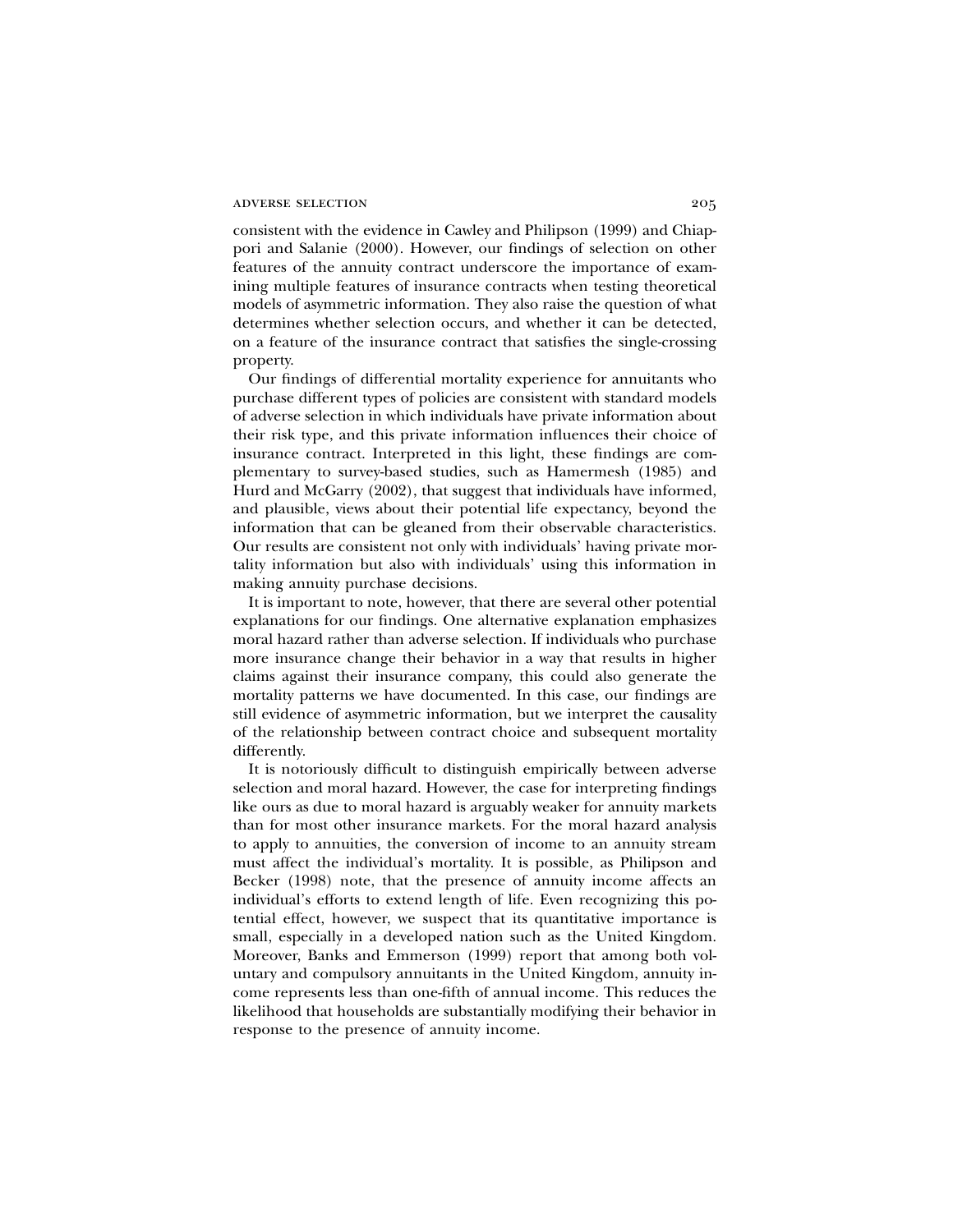consistent with the evidence in Cawley and Philipson (1999) and Chiappori and Salanie (2000). However, our findings of selection on other features of the annuity contract underscore the importance of examining multiple features of insurance contracts when testing theoretical models of asymmetric information. They also raise the question of what determines whether selection occurs, and whether it can be detected, on a feature of the insurance contract that satisfies the single-crossing property.

Our findings of differential mortality experience for annuitants who purchase different types of policies are consistent with standard models of adverse selection in which individuals have private information about their risk type, and this private information influences their choice of insurance contract. Interpreted in this light, these findings are complementary to survey-based studies, such as Hamermesh (1985) and Hurd and McGarry (2002), that suggest that individuals have informed, and plausible, views about their potential life expectancy, beyond the information that can be gleaned from their observable characteristics. Our results are consistent not only with individuals' having private mortality information but also with individuals' using this information in making annuity purchase decisions.

It is important to note, however, that there are several other potential explanations for our findings. One alternative explanation emphasizes moral hazard rather than adverse selection. If individuals who purchase more insurance change their behavior in a way that results in higher claims against their insurance company, this could also generate the mortality patterns we have documented. In this case, our findings are still evidence of asymmetric information, but we interpret the causality of the relationship between contract choice and subsequent mortality differently.

It is notoriously difficult to distinguish empirically between adverse selection and moral hazard. However, the case for interpreting findings like ours as due to moral hazard is arguably weaker for annuity markets than for most other insurance markets. For the moral hazard analysis to apply to annuities, the conversion of income to an annuity stream must affect the individual's mortality. It is possible, as Philipson and Becker (1998) note, that the presence of annuity income affects an individual's efforts to extend length of life. Even recognizing this potential effect, however, we suspect that its quantitative importance is small, especially in a developed nation such as the United Kingdom. Moreover, Banks and Emmerson (1999) report that among both voluntary and compulsory annuitants in the United Kingdom, annuity income represents less than one-fifth of annual income. This reduces the likelihood that households are substantially modifying their behavior in response to the presence of annuity income.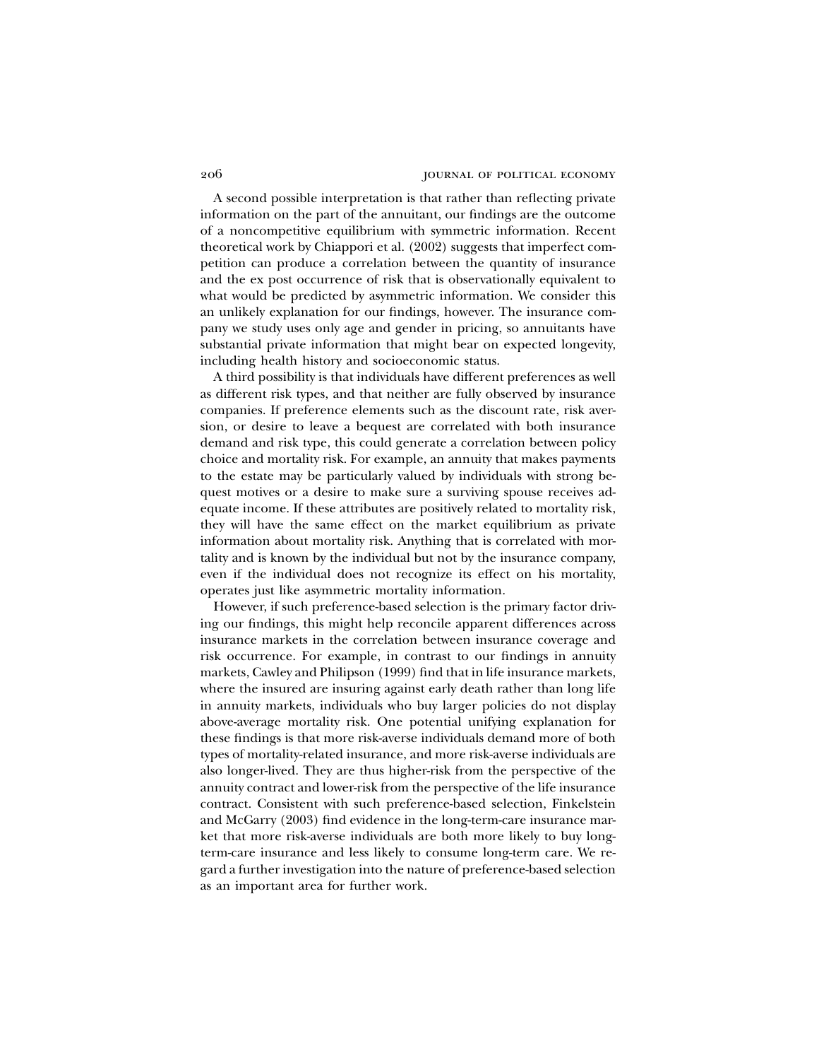A second possible interpretation is that rather than reflecting private information on the part of the annuitant, our findings are the outcome of a noncompetitive equilibrium with symmetric information. Recent theoretical work by Chiappori et al. (2002) suggests that imperfect competition can produce a correlation between the quantity of insurance and the ex post occurrence of risk that is observationally equivalent to what would be predicted by asymmetric information. We consider this an unlikely explanation for our findings, however. The insurance company we study uses only age and gender in pricing, so annuitants have substantial private information that might bear on expected longevity, including health history and socioeconomic status.

A third possibility is that individuals have different preferences as well as different risk types, and that neither are fully observed by insurance companies. If preference elements such as the discount rate, risk aversion, or desire to leave a bequest are correlated with both insurance demand and risk type, this could generate a correlation between policy choice and mortality risk. For example, an annuity that makes payments to the estate may be particularly valued by individuals with strong bequest motives or a desire to make sure a surviving spouse receives adequate income. If these attributes are positively related to mortality risk, they will have the same effect on the market equilibrium as private information about mortality risk. Anything that is correlated with mortality and is known by the individual but not by the insurance company, even if the individual does not recognize its effect on his mortality, operates just like asymmetric mortality information.

However, if such preference-based selection is the primary factor driving our findings, this might help reconcile apparent differences across insurance markets in the correlation between insurance coverage and risk occurrence. For example, in contrast to our findings in annuity markets, Cawley and Philipson (1999) find that in life insurance markets, where the insured are insuring against early death rather than long life in annuity markets, individuals who buy larger policies do not display above-average mortality risk. One potential unifying explanation for these findings is that more risk-averse individuals demand more of both types of mortality-related insurance, and more risk-averse individuals are also longer-lived. They are thus higher-risk from the perspective of the annuity contract and lower-risk from the perspective of the life insurance contract. Consistent with such preference-based selection, Finkelstein and McGarry (2003) find evidence in the long-term-care insurance market that more risk-averse individuals are both more likely to buy long-term-care insurance and less likely to consume long-term care. We regard a further investigation into the nature of preference-based selection as an important area for further work.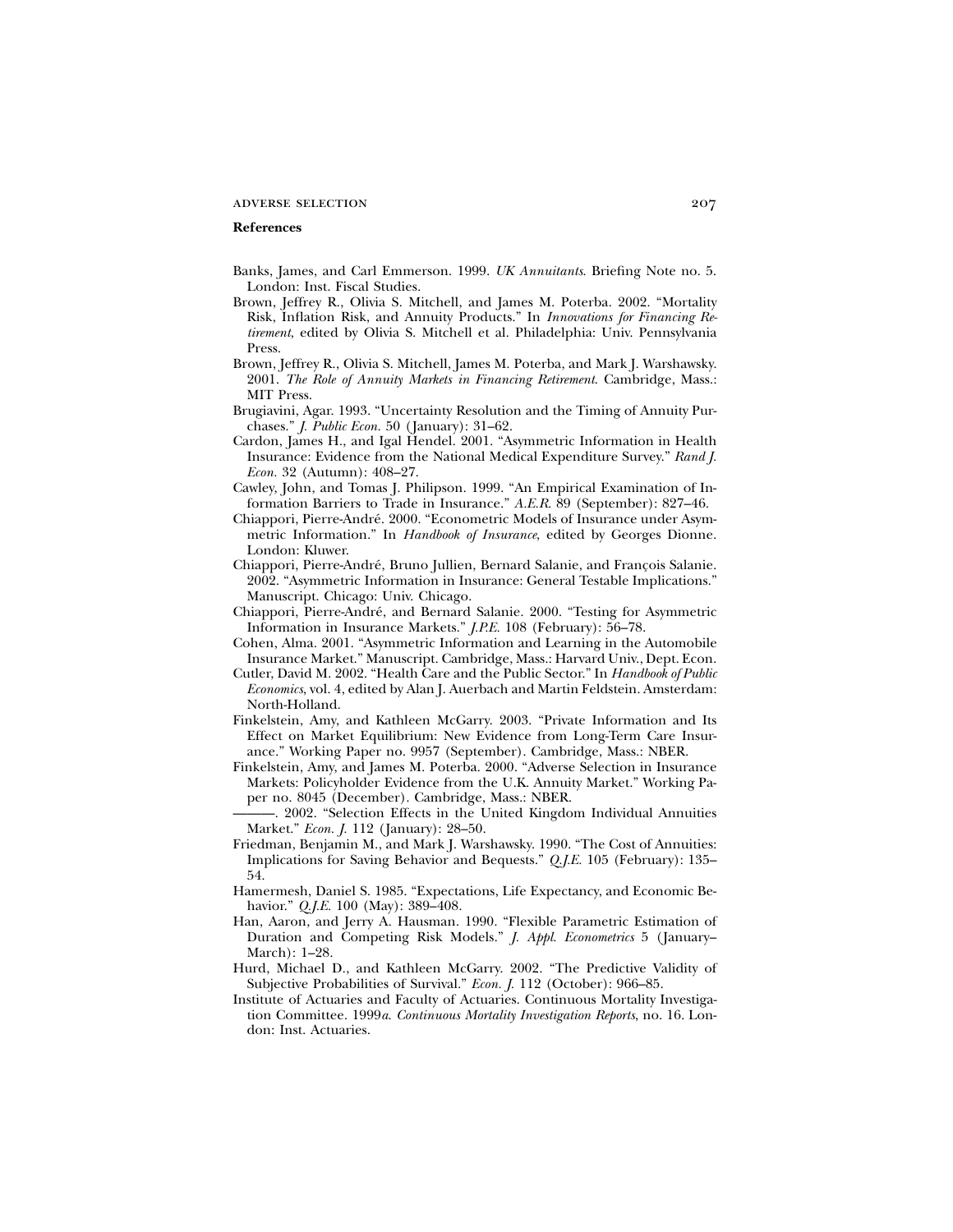## References

Banks, James, and Carl Emmerson. 1999. *UK Annuitants*. Briefing Note no. 5. London: Inst. Fiscal Studies.

Brown, Jeffrey R., Olivia S. Mitchell, and James M. Poterba. 2002. "Mortality Risk, Inflation Risk, and Annuity Products." In *Innovations for Financing Retirement*, edited by Olivia S. Mitchell et al. Philadelphia: Univ. Pennsylvania Press.

Brown, Jeffrey R., Olivia S. Mitchell, James M. Poterba, and Mark J. Warshawsky. 2001. *The Role of Annuity Markets in Financing Retirement*. Cambridge, Mass.: MIT Press.

Brugiavini, Agar. 1993. "Uncertainty Resolution and the Timing of Annuity Purchases." *J. Public Econ.* 50 (January): 31–62.

Cardon, James H., and Igal Hendel. 2001. "Asymmetric Information in Health Insurance: Evidence from the National Medical Expenditure Survey." *Rand J. Econ.* 32 (Autumn): 408–27.

Cawley, John, and Tomas J. Philipson. 1999. "An Empirical Examination of Information Barriers to Trade in Insurance." *A.E.R.* 89 (September): 827–46.

Chiappori, Pierre-André. 2000. "Econometric Models of Insurance under Asymmetric Information." In *Handbook of Insurance*, edited by Georges Dionne. London: Kluwer.

Chiappori, Pierre-André, Bruno Jullien, Bernard Salanie, and François Salanie. 2002. "Asymmetric Information in Insurance: General Testable Implications." Manuscript. Chicago: Univ. Chicago.

Chiappori, Pierre-André, and Bernard Salanie. 2000. "Testing for Asymmetric Information in Insurance Markets." *J.P.E.* 108 (February): 56–78.

Cohen, Alma. 2001. "Asymmetric Information and Learning in the Automobile Insurance Market." Manuscript. Cambridge, Mass.: Harvard Univ., Dept. Econ.

Cutler, David M. 2002. "Health Care and the Public Sector." In *Handbook of Public Economics*, vol. 4, edited by Alan J. Auerbach and Martin Feldstein. Amsterdam: North-Holland.

Finkelstein, Amy, and Kathleen McGarry. 2003. "Private Information and Its Effect on Market Equilibrium: New Evidence from Long-Term Care Insurance." Working Paper no. 9957 (September). Cambridge, Mass.: NBER.

Finkelstein, Amy, and James M. Poterba. 2000. "Adverse Selection in Insurance Markets: Policyholder Evidence from the U.K. Annuity Market." Working Paper no. 8045 (December). Cambridge, Mass.: NBER.

———. 2002. "Selection Effects in the United Kingdom Individual Annuities Market." *Econ. J.* 112 (January): 28–50.

Friedman, Benjamin M., and Mark J. Warshawsky. 1990. "The Cost of Annuities: Implications for Saving Behavior and Bequests." *Q.J.E.* 105 (February): 135–54.

Hamermesh, Daniel S. 1985. "Expectations, Life Expectancy, and Economic Behavior." *Q.J.E.* 100 (May): 389–408.

Han, Aaron, and Jerry A. Hausman. 1990. "Flexible Parametric Estimation of Duration and Competing Risk Models." *J. Appl. Econometrics* 5 (January–March): 1–28.

Hurd, Michael D., and Kathleen McGarry. 2002. "The Predictive Validity of Subjective Probabilities of Survival." *Econ. J.* 112 (October): 966–85.

Institute of Actuaries and Faculty of Actuaries. Continuous Mortality Investigation Committee. 1999*a*. *Continuous Mortality Investigation Reports*, no. 16. London: Inst. Actuaries.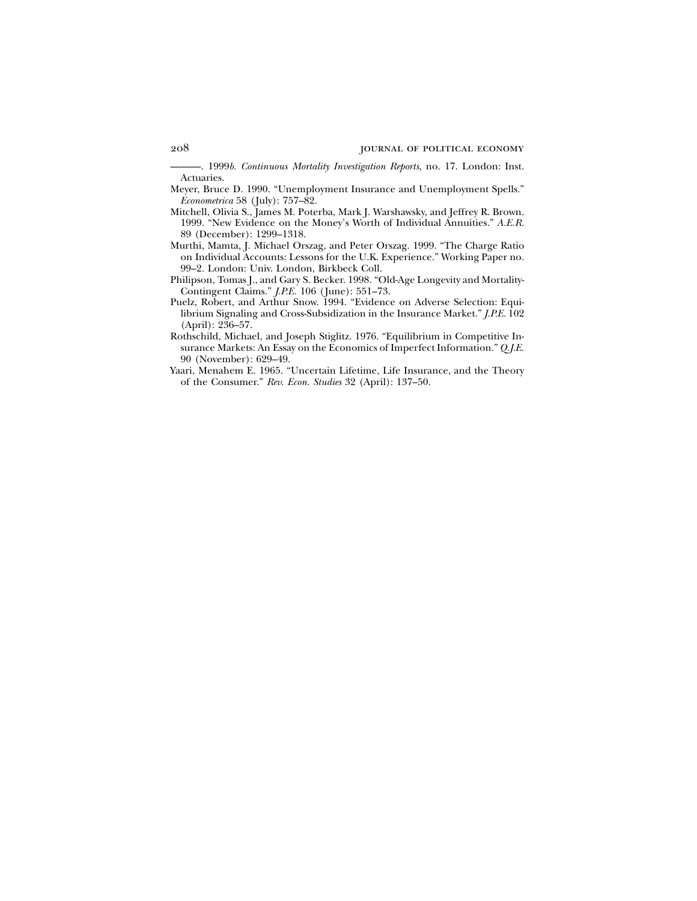———. 1999*b*. *Continuous Mortality Investigation Reports*, no. 17. London: Inst. Actuaries.

Meyer, Bruce D. 1990. "Unemployment Insurance and Unemployment Spells." *Econometrica* 58 (July): 757–82.

Mitchell, Olivia S., James M. Poterba, Mark J. Warshawsky, and Jeffrey R. Brown. 1999. "New Evidence on the Money's Worth of Individual Annuities." *A.E.R.* 89 (December): 1299–1318.

Murthi, Mamta, J. Michael Orszag, and Peter Orszag. 1999. "The Charge Ratio on Individual Accounts: Lessons for the U.K. Experience." Working Paper no. 99–2. London: Univ. London, Birkbeck Coll.

Philipson, Tomas J., and Gary S. Becker. 1998. "Old-Age Longevity and Mortality-Contingent Claims." *J.P.E.* 106 (June): 551–73.

Puelz, Robert, and Arthur Snow. 1994. "Evidence on Adverse Selection: Equilibrium Signaling and Cross-Subsidization in the Insurance Market." *J.P.E.* 102 (April): 236–57.

Rothschild, Michael, and Joseph Stiglitz. 1976. "Equilibrium in Competitive Insurance Markets: An Essay on the Economics of Imperfect Information." *Q.J.E.* 90 (November): 629–49.

Yaari, Menahem E. 1965. "Uncertain Lifetime, Life Insurance, and the Theory of the Consumer." *Rev. Econ. Studies* 32 (April): 137–50.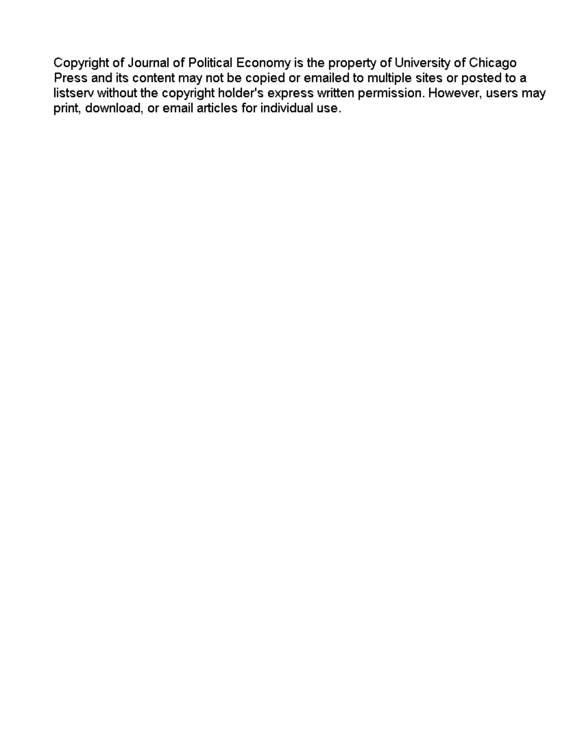Copyright of Journal of Political Economy is the property of University of Chicago Press and its content may not be copied or emailed to multiple sites or posted to a listserv without the copyright holder's express written permission. However, users may print, download, or email articles for individual use.